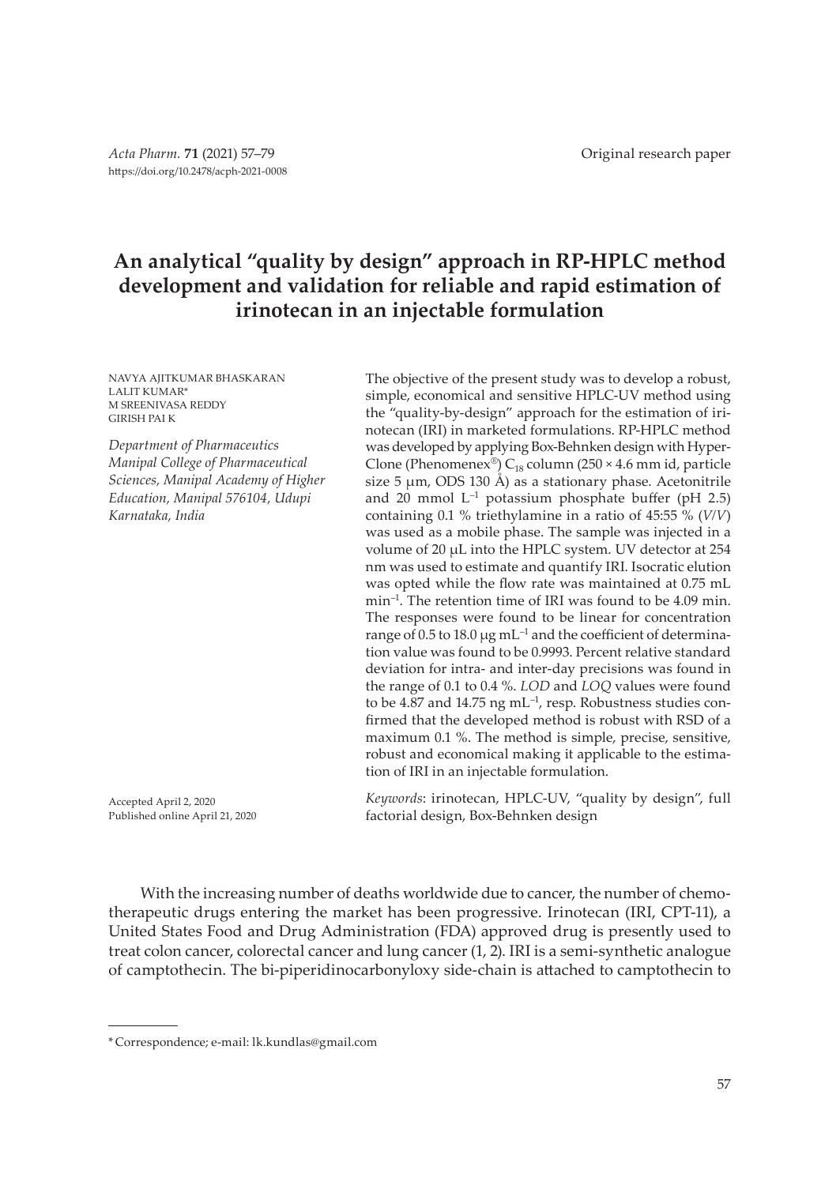Original research paper

# An analytical "quality by design" approach in RP-HPLC method development and validation for reliable and rapid estimation of irinotecan in an injectable formulation

NAVYA AJITKUMAR BHASKARAN
LALIT KUMAR*
M SREENIVASA REDDY
GIRISH PAI K

*Department of Pharmaceutics Manipal College of Pharmaceutical Sciences, Manipal Academy of Higher Education, Manipal 576104, Udupi Karnataka, India*

The objective of the present study was to develop a robust, simple, economical and sensitive HPLC-UV method using the "quality-by-design" approach for the estimation of irinotecan (IRI) in marketed formulations. RP-HPLC method was developed by applying Box-Behnken design with HyperClone (Phenomenex®) $C_{18}$ column (250 × 4.6 mm id, particle size 5 µm, ODS 130 Å) as a stationary phase. Acetonitrile and 20 mmol $L^{-1}$ potassium phosphate buffer (pH 2.5) containing 0.1 % triethylamine in a ratio of 45:55 % (*V/V*) was used as a mobile phase. The sample was injected in a volume of 20 µL into the HPLC system. UV detector at 254 nm was used to estimate and quantify IRI. Isocratic elution was opted while the flow rate was maintained at 0.75 mL $min^{-1}$. The retention time of IRI was found to be 4.09 min. The responses were found to be linear for concentration range of 0.5 to 18.0 µg $mL^{-1}$ and the coefficient of determination value was found to be 0.9993. Percent relative standard deviation for intra- and inter-day precisions was found in the range of 0.1 to 0.4 %. *LOD* and *LOQ* values were found to be 4.87 and 14.75 ng $mL^{-1}$, resp. Robustness studies confirmed that the developed method is robust with RSD of a maximum 0.1 %. The method is simple, precise, sensitive, robust and economical making it applicable to the estimation of IRI in an injectable formulation.

Accepted April 2, 2020
Published online April 21, 2020

*Keywords*: irinotecan, HPLC-UV, "quality by design", full factorial design, Box-Behnken design

With the increasing number of deaths worldwide due to cancer, the number of chemotherapeutic drugs entering the market has been progressive. Irinotecan (IRI, CPT-11), a United States Food and Drug Administration (FDA) approved drug is presently used to treat colon cancer, colorectal cancer and lung cancer (1, 2). IRI is a semi-synthetic analogue of camptothecin. The bi-piperidinocarbonyloxy side-chain is attached to camptothecin to

* Correspondence; e-mail: lk.kundlas@gmail.com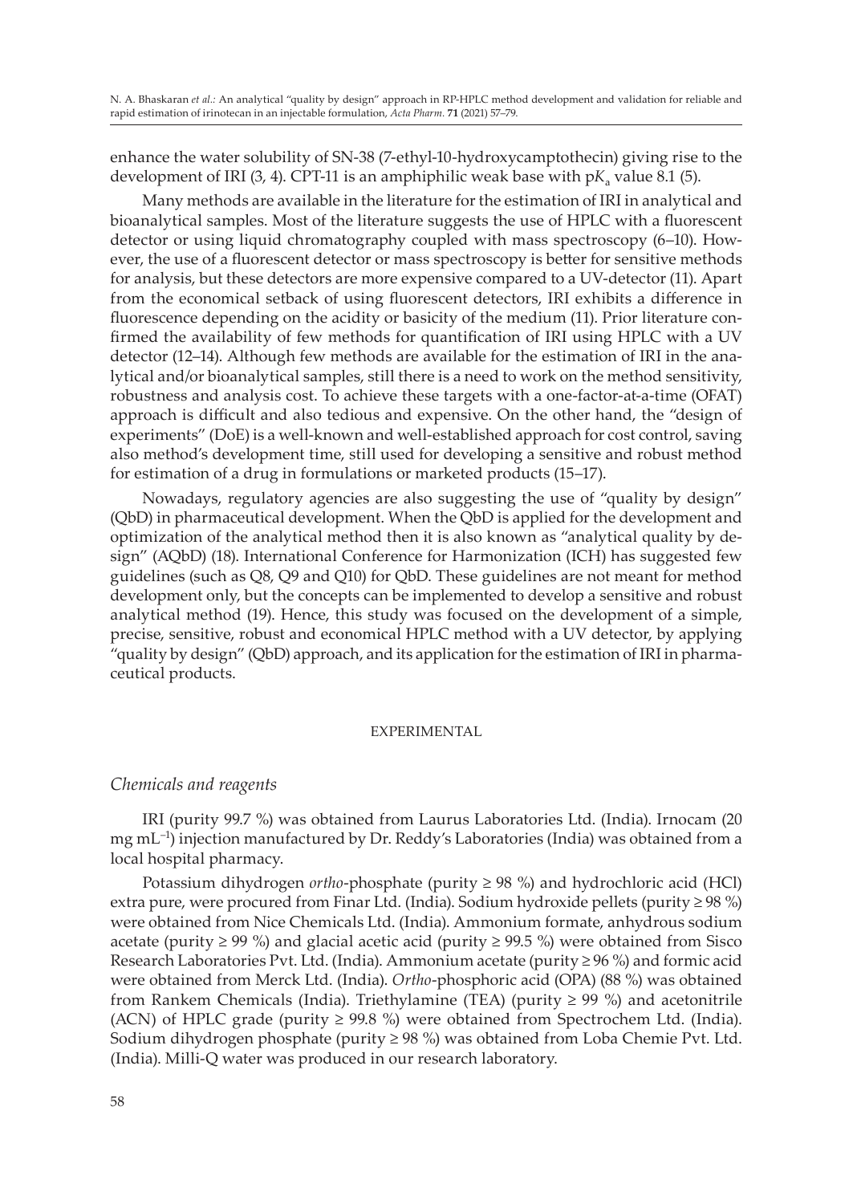enhance the water solubility of SN-38 (7-ethyl-10-hydroxycamptothecin) giving rise to the development of IRI (3, 4). CPT-11 is an amphiphilic weak base with p$K_a$ value 8.1 (5).

Many methods are available in the literature for the estimation of IRI in analytical and bioanalytical samples. Most of the literature suggests the use of HPLC with a fluorescent detector or using liquid chromatography coupled with mass spectroscopy (6–10). However, the use of a fluorescent detector or mass spectroscopy is better for sensitive methods for analysis, but these detectors are more expensive compared to a UV-detector (11). Apart from the economical setback of using fluorescent detectors, IRI exhibits a difference in fluorescence depending on the acidity or basicity of the medium (11). Prior literature confirmed the availability of few methods for quantification of IRI using HPLC with a UV detector (12–14). Although few methods are available for the estimation of IRI in the analytical and/or bioanalytical samples, still there is a need to work on the method sensitivity, robustness and analysis cost. To achieve these targets with a one-factor-at-a-time (OFAT) approach is difficult and also tedious and expensive. On the other hand, the "design of experiments" (DoE) is a well-known and well-established approach for cost control, saving also method's development time, still used for developing a sensitive and robust method for estimation of a drug in formulations or marketed products (15–17).

Nowadays, regulatory agencies are also suggesting the use of "quality by design" (QbD) in pharmaceutical development. When the QbD is applied for the development and optimization of the analytical method then it is also known as "analytical quality by design" (AQbD) (18). International Conference for Harmonization (ICH) has suggested few guidelines (such as Q8, Q9 and Q10) for QbD. These guidelines are not meant for method development only, but the concepts can be implemented to develop a sensitive and robust analytical method (19). Hence, this study was focused on the development of a simple, precise, sensitive, robust and economical HPLC method with a UV detector, by applying "quality by design" (QbD) approach, and its application for the estimation of IRI in pharmaceutical products.

## EXPERIMENTAL

### *Chemicals and reagents*

IRI (purity 99.7 %) was obtained from Laurus Laboratories Ltd. (India). Irnocam (20 mg mL$^{-1}$) injection manufactured by Dr. Reddy's Laboratories (India) was obtained from a local hospital pharmacy.

Potassium dihydrogen *ortho*-phosphate (purity ≥ 98 %) and hydrochloric acid (HCl) extra pure, were procured from Finar Ltd. (India). Sodium hydroxide pellets (purity ≥ 98 %) were obtained from Nice Chemicals Ltd. (India). Ammonium formate, anhydrous sodium acetate (purity ≥ 99 %) and glacial acetic acid (purity ≥ 99.5 %) were obtained from Sisco Research Laboratories Pvt. Ltd. (India). Ammonium acetate (purity ≥ 96 %) and formic acid were obtained from Merck Ltd. (India). *Ortho*-phosphoric acid (OPA) (88 %) was obtained from Rankem Chemicals (India). Triethylamine (TEA) (purity ≥ 99 %) and acetonitrile (ACN) of HPLC grade (purity ≥ 99.8 %) were obtained from Spectrochem Ltd. (India). Sodium dihydrogen phosphate (purity ≥ 98 %) was obtained from Loba Chemie Pvt. Ltd. (India). Milli-Q water was produced in our research laboratory.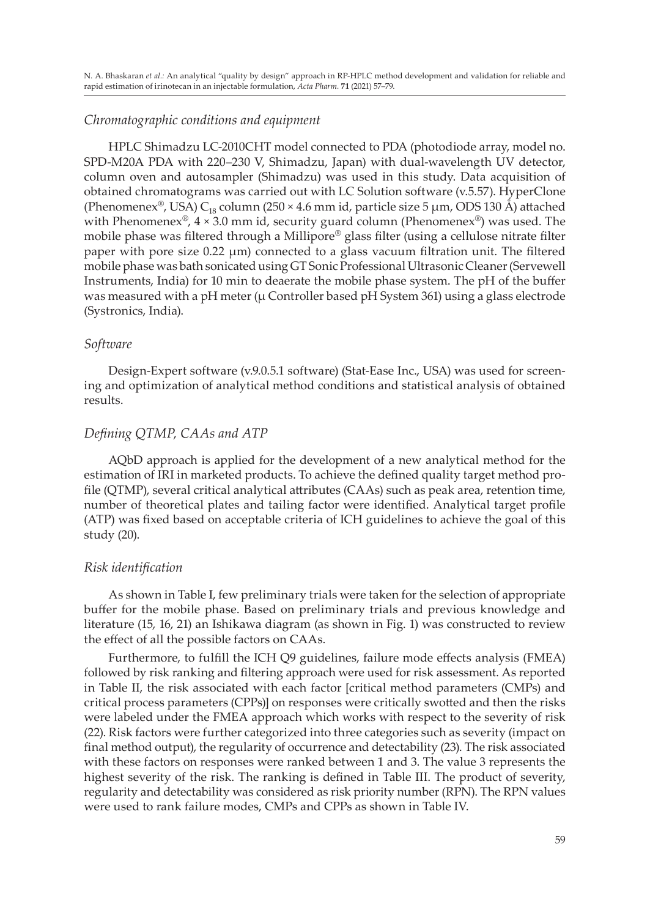### *Chromatographic conditions and equipment*

HPLC Shimadzu LC-2010CHT model connected to PDA (photodiode array, model no. SPD-M20A PDA with 220–230 V, Shimadzu, Japan) with dual-wavelength UV detector, column oven and autosampler (Shimadzu) was used in this study. Data acquisition of obtained chromatograms was carried out with LC Solution software (v.5.57). HyperClone (Phenomenex®, USA) $C_{18}$ column (250 × 4.6 mm id, particle size 5 µm, ODS 130 Å) attached with Phenomenex®, 4 × 3.0 mm id, security guard column (Phenomenex®) was used. The mobile phase was filtered through a Millipore® glass filter (using a cellulose nitrate filter paper with pore size 0.22 µm) connected to a glass vacuum filtration unit. The filtered mobile phase was bath sonicated using GT Sonic Professional Ultrasonic Cleaner (Servewell Instruments, India) for 10 min to deaerate the mobile phase system. The pH of the buffer was measured with a pH meter (µ Controller based pH System 361) using a glass electrode (Systronics, India).

### *Software*

Design-Expert software (v.9.0.5.1 software) (Stat-Ease Inc., USA) was used for screening and optimization of analytical method conditions and statistical analysis of obtained results.

### *Defining QTMP, CAAs and ATP*

AQbD approach is applied for the development of a new analytical method for the estimation of IRI in marketed products. To achieve the defined quality target method profile (QTMP), several critical analytical attributes (CAAs) such as peak area, retention time, number of theoretical plates and tailing factor were identified. Analytical target profile (ATP) was fixed based on acceptable criteria of ICH guidelines to achieve the goal of this study (20).

### *Risk identification*

As shown in Table I, few preliminary trials were taken for the selection of appropriate buffer for the mobile phase. Based on preliminary trials and previous knowledge and literature (15, 16, 21) an Ishikawa diagram (as shown in Fig. 1) was constructed to review the effect of all the possible factors on CAAs.

Furthermore, to fulfill the ICH Q9 guidelines, failure mode effects analysis (FMEA) followed by risk ranking and filtering approach were used for risk assessment. As reported in Table II, the risk associated with each factor [critical method parameters (CMPs) and critical process parameters (CPPs)] on responses were critically swotted and then the risks were labeled under the FMEA approach which works with respect to the severity of risk (22). Risk factors were further categorized into three categories such as severity (impact on final method output), the regularity of occurrence and detectability (23). The risk associated with these factors on responses were ranked between 1 and 3. The value 3 represents the highest severity of the risk. The ranking is defined in Table III. The product of severity, regularity and detectability was considered as risk priority number (RPN). The RPN values were used to rank failure modes, CMPs and CPPs as shown in Table IV.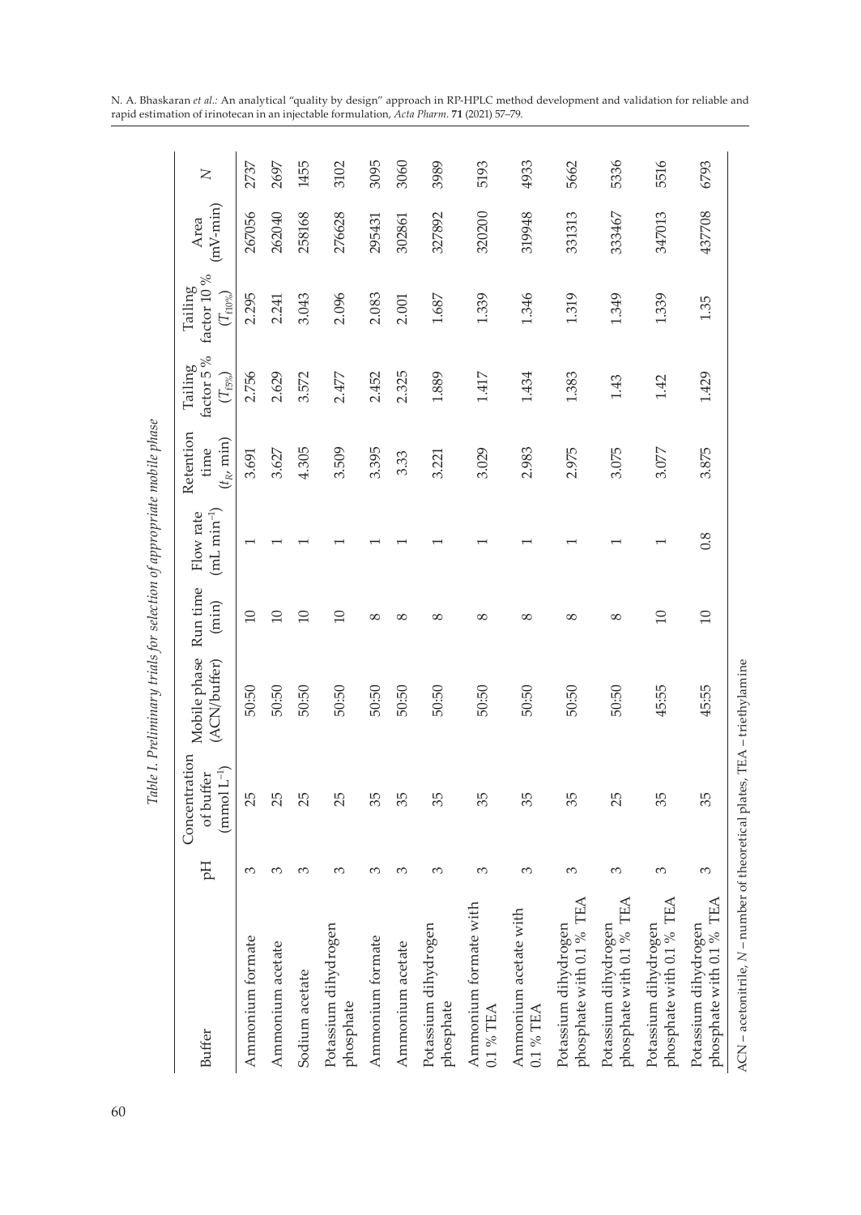Table 1. *Preliminary trials for selection of appropriate mobile phase*

| Buffer | pH | Concentration of buffer (mmol $L^{-1}$) | Mobile phase (ACN/buffer) | Run time (min) | Flow rate (mL $min^{-1}$) | Retention time ($t_R$, min) | Tailing factor 5 % ($T_{f5\%}$) | Tailing factor 10 % ($T_{f10\%}$) | Area (mV-min) | $N$ |
|---|---|---|---|---|---|---|---|---|---|---|
| Ammonium formate | 3 | 25 | 50:50 | 10 | 1 | 3.691 | 2.756 | 2.295 | 267056 | 2737 |
| Ammonium acetate | 3 | 25 | 50:50 | 10 | 1 | 3.627 | 2.629 | 2.241 | 262040 | 2697 |
| Sodium acetate | 3 | 25 | 50:50 | 10 | 1 | 4.305 | 3.572 | 3.043 | 258168 | 1455 |
| Potassium dihydrogen phosphate | 3 | 25 | 50:50 | 10 | 1 | 3.509 | 2.477 | 2.096 | 276628 | 3102 |
| Ammonium formate | 3 | 35 | 50:50 | 8 | 1 | 3.395 | 2.452 | 2.083 | 295431 | 3095 |
| Ammonium acetate | 3 | 35 | 50:50 | 8 | 1 | 3.33 | 2.325 | 2.001 | 302861 | 3060 |
| Potassium dihydrogen phosphate | 3 | 35 | 50:50 | 8 | 1 | 3.221 | 1.889 | 1.687 | 327892 | 3989 |
| Ammonium formate with 0.1 % TEA | 3 | 35 | 50:50 | 8 | 1 | 3.029 | 1.417 | 1.339 | 320200 | 5193 |
| Ammonium acetate with 0.1 % TEA | 3 | 35 | 50:50 | 8 | 1 | 2.983 | 1.434 | 1.346 | 319948 | 4933 |
| Potassium dihydrogen phosphate with 0.1 % TEA | 3 | 35 | 50:50 | 8 | 1 | 2.975 | 1.383 | 1.319 | 331313 | 5662 |
| Potassium dihydrogen phosphate with 0.1 % TEA | 3 | 25 | 50:50 | 8 | 1 | 3.075 | 1.43 | 1.349 | 333467 | 5336 |
| Potassium dihydrogen phosphate with 0.1 % TEA | 3 | 35 | 45:55 | 10 | 1 | 3.077 | 1.42 | 1.339 | 347013 | 5516 |
| Potassium dihydrogen phosphate with 0.1 % TEA | 3 | 35 | 45:55 | 10 | 0.8 | 3.875 | 1.429 | 1.35 | 437708 | 6793 |

ACN – acetonitrile, $N$ – number of theoretical plates, TEA – triethylamine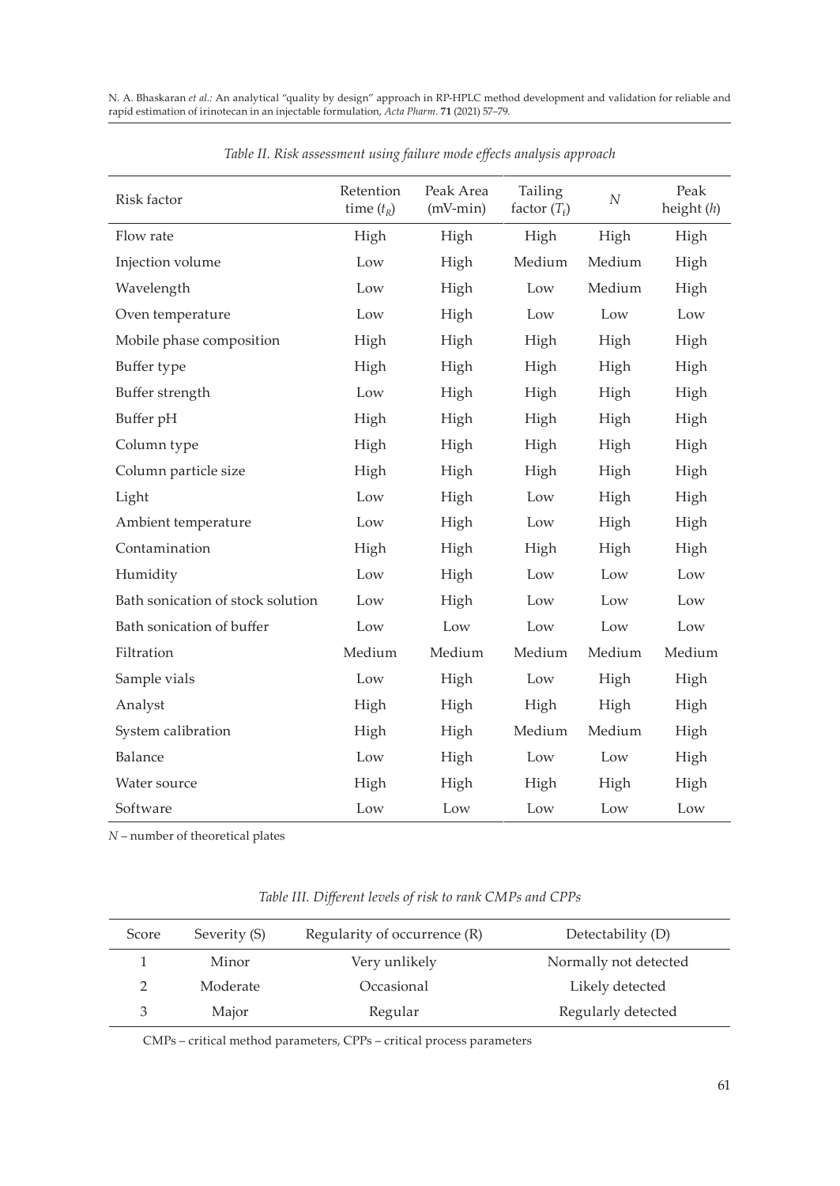*Table II. Risk assessment using failure mode effects analysis approach*

| Risk factor | Retention time ($t_R$) | Peak Area (mV-min) | Tailing factor ($T_f$) | $N$ | Peak height ($h$) |
|---|---|---|---|---|---|
| Flow rate | High | High | High | High | High |
| Injection volume | Low | High | Medium | Medium | High |
| Wavelength | Low | High | Low | Medium | High |
| Oven temperature | Low | High | Low | Low | Low |
| Mobile phase composition | High | High | High | High | High |
| Buffer type | High | High | High | High | High |
| Buffer strength | Low | High | High | High | High |
| Buffer pH | High | High | High | High | High |
| Column type | High | High | High | High | High |
| Column particle size | High | High | High | High | High |
| Light | Low | High | Low | High | High |
| Ambient temperature | Low | High | Low | High | High |
| Contamination | High | High | High | High | High |
| Humidity | Low | High | Low | Low | Low |
| Bath sonication of stock solution | Low | High | Low | Low | Low |
| Bath sonication of buffer | Low | Low | Low | Low | Low |
| Filtration | Medium | Medium | Medium | Medium | Medium |
| Sample vials | Low | High | Low | High | High |
| Analyst | High | High | High | High | High |
| System calibration | High | High | Medium | Medium | High |
| Balance | Low | High | Low | Low | High |
| Water source | High | High | High | High | High |
| Software | Low | Low | Low | Low | Low |

$N$ – number of theoretical plates

*Table III. Different levels of risk to rank CMPs and CPPs*

| Score | Severity (S) | Regularity of occurrence (R) | Detectability (D) |
|---|---|---|---|
| 1 | Minor | Very unlikely | Normally not detected |
| 2 | Moderate | Occasional | Likely detected |
| 3 | Major | Regular | Regularly detected |

CMPs – critical method parameters, CPPs – critical process parameters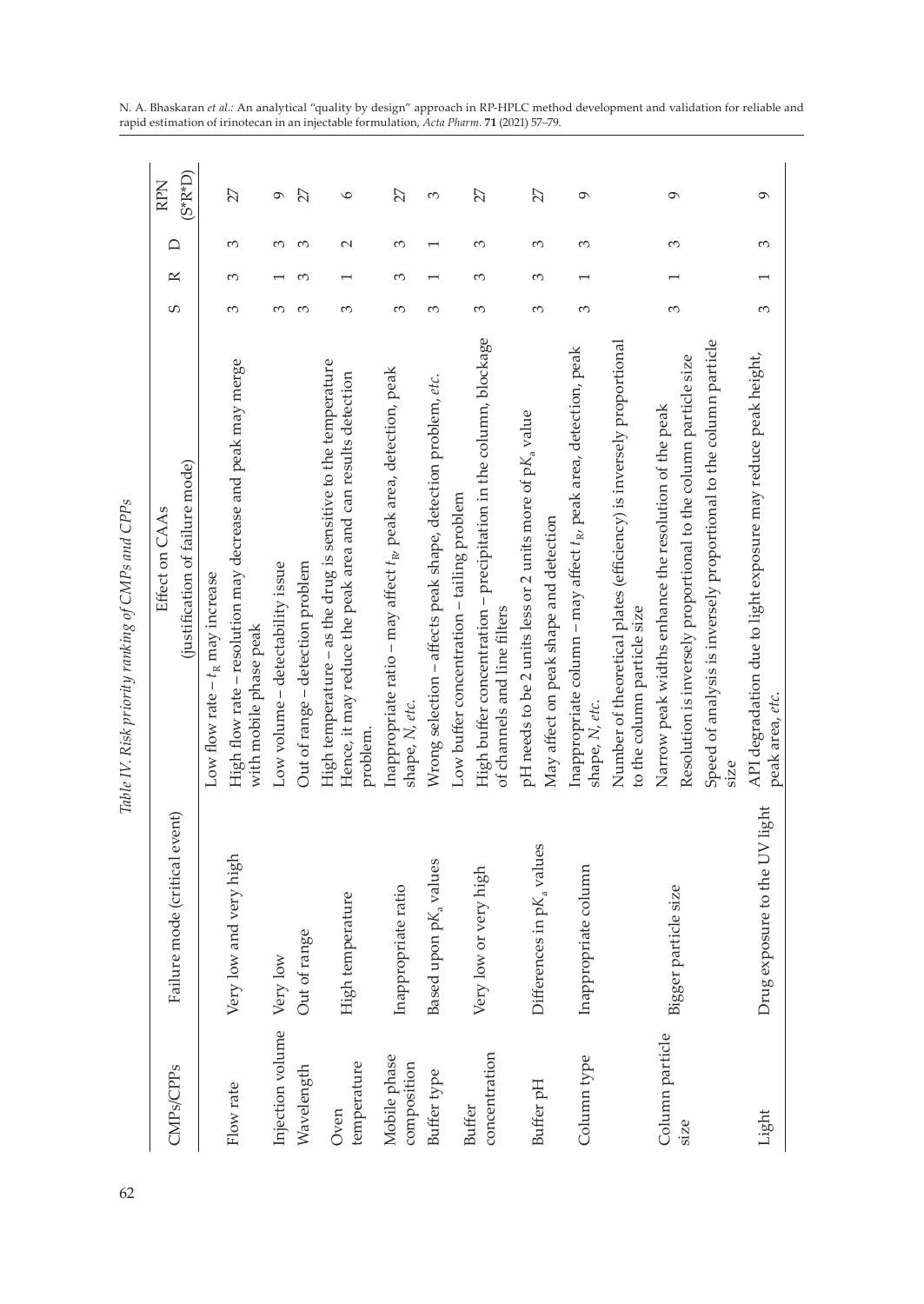*Table IV. Risk priority ranking of CMPs and CPPs*

| CMPs/CPPs | Failure mode (critical event) | Effect on CAAs (justification of failure mode) | S | R | D | RPN (S*R*D) |
|---|---|---|---|---|---|---|
| Flow rate | Very low and very high | Low flow rate – $t_R$ may increase<br>High flow rate – resolution may decrease and peak may merge with mobile phase peak | 3 | 3 | 3 | 27 |
| Injection volume | Very low | Low volume – detectability issue | 3 | 1 | 3 | 9 |
| Wavelength | Out of range | Out of range – detection problem | 3 | 3 | 3 | 27 |
| Oven temperature | High temperature | High temperature – as the drug is sensitive to the temperature Hence, it may reduce the peak area and can results detection problem. | 3 | 1 | 2 | 6 |
| Mobile phase composition | Inappropriate ratio | Inappropriate ratio – may affect $t_R$, peak area, detection, peak shape, *N*, *etc.* | 3 | 3 | 3 | 27 |
| Buffer type | Based upon p$K_a$ values | Wrong selection – affects peak shape, detection problem, *etc.* | 3 | 1 | 1 | 3 |
| Buffer concentration | Very low or very high | Low buffer concentration – tailing problem<br>High buffer concentration – precipitation in the column, blockage of channels and line filters | 3 | 3 | 3 | 27 |
| Buffer pH | Differences in p$K_a$ values | pH needs to be 2 units less or 2 units more of p$K_a$ value<br>May affect on peak shape and detection | 3 | 3 | 3 | 27 |
| Column type | Inappropriate column | Inappropriate column – may affect $t_R$, peak area, detection, peak shape, *N*, *etc.* | 3 | 1 | 3 | 9 |
| Column particle size | Bigger particle size | Number of theoretical plates (efficiency) is inversely proportional to the column particle size<br>Narrow peak widths enhance the resolution of the peak<br>Resolution is inversely proportional to the column particle size<br>Speed of analysis is inversely proportional to the column particle size | 3 | 1 | 3 | 9 |
| Light | Drug exposure to the UV light | API degradation due to light exposure may reduce peak height, peak area, *etc.* | 3 | 1 | 3 | 9 |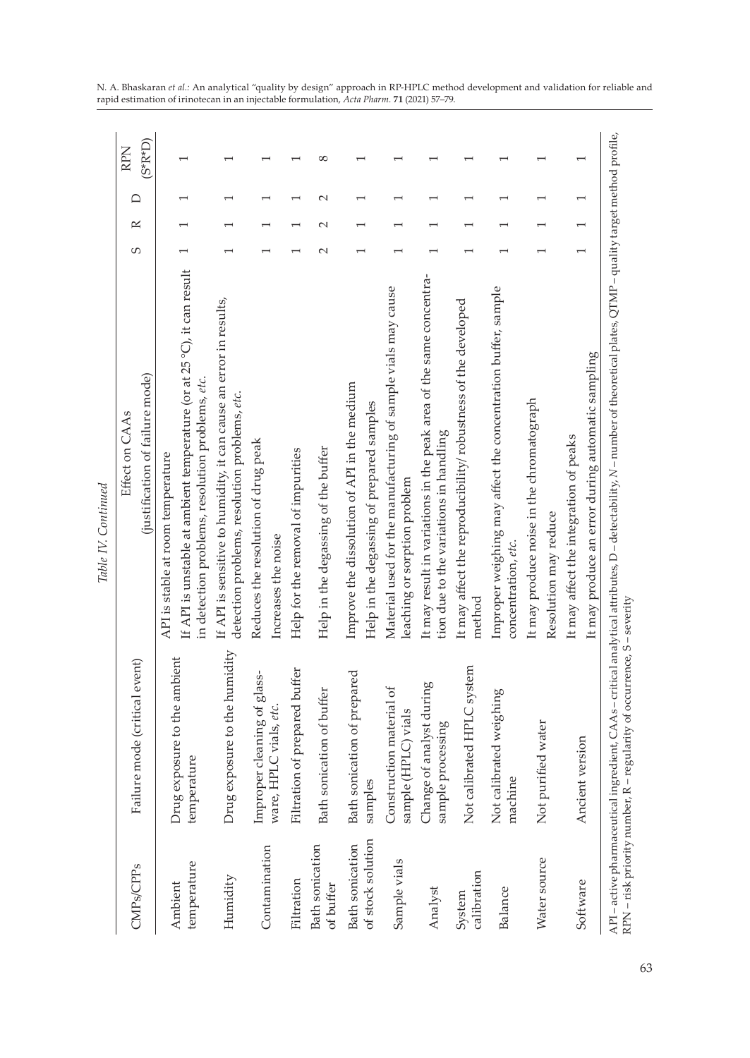*Table IV. Continued*

| CMPs/CPPs | Failure mode (critical event) | Effect on CAAs (justification of failure mode) | S | R | D | RPN (S*R*D) |
|---|---|---|---|---|---|---|
| Ambient temperature | Drug exposure to the ambient temperature | API is stable at room temperature<br>If API is unstable at ambient temperature (or at 25 °C), it can result in detection problems, resolution problems, *etc.* | 1 | 1 | 1 | 1 |
| Humidity | Drug exposure to the humidity | If API is sensitive to humidity, it can cause an error in results, detection problems, resolution problems, *etc.* | 1 | 1 | 1 | 1 |
| Contamination | Improper cleaning of glassware, HPLC vials, *etc.* | Reduces the resolution of drug peak<br>Increases the noise | 1 | 1 | 1 | 1 |
| Filtration | Filtration of prepared buffer | Help for the removal of impurities | 1 | 1 | 1 | 1 |
| Bath sonication of buffer | Bath sonication of buffer | Help in the degassing of the buffer | 2 | 2 | 2 | 8 |
| Bath sonication of stock solution | Bath sonication of prepared samples | Improve the dissolution of API in the medium<br>Help in the degassing of prepared samples | 1 | 1 | 1 | 1 |
| Sample vials | Construction material of sample (HPLC) vials | Material used for the manufacturing of sample vials may cause leaching or sorption problem | 1 | 1 | 1 | 1 |
| Analyst | Change of analyst during sample processing | It may result in variations in the peak area of the same concentration due to the variations in handling | 1 | 1 | 1 | 1 |
| System calibration | Not calibrated HPLC system | It may affect the reproducibility/ robustness of the developed method | 1 | 1 | 1 | 1 |
| Balance | Not calibrated weighing machine | Improper weighing may affect the concentration buffer, sample concentration, *etc.* | 1 | 1 | 1 | 1 |
| Water source | Not purified water | It may produce noise in the chromatograph<br>Resolution may reduce | 1 | 1 | 1 | 1 |
| Software | Ancient version | It may affect the integration of peaks<br>It may produce an error during automatic sampling | 1 | 1 | 1 | 1 |

API – active pharmaceutical ingredient, CAAs – critical analytical attributes, D – detectability, *N* – number of theoretical plates, QTMP – quality target method profile, RPN – risk priority number, R – regularity of occurrence, S – severity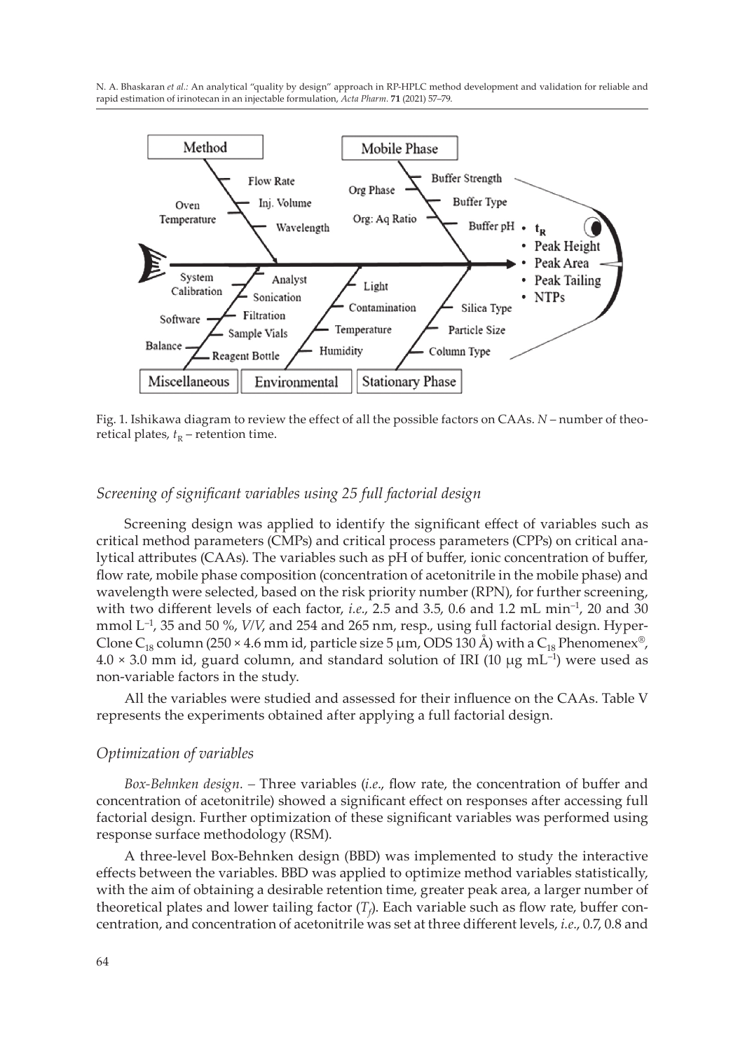Fig. 1. Ishikawa diagram to review the effect of all the possible factors on CAAs. $N$ – number of theoretical plates, $t_R$ – retention time.

### *Screening of significant variables using 25 full factorial design*

Screening design was applied to identify the significant effect of variables such as critical method parameters (CMPs) and critical process parameters (CPPs) on critical analytical attributes (CAAs). The variables such as pH of buffer, ionic concentration of buffer, flow rate, mobile phase composition (concentration of acetonitrile in the mobile phase) and wavelength were selected, based on the risk priority number (RPN), for further screening, with two different levels of each factor, *i.e.*, 2.5 and 3.5, 0.6 and 1.2 mL min$^{-1}$, 20 and 30 mmol L$^{-1}$, 35 and 50 %, *V/V*, and 254 and 265 nm, resp., using full factorial design. HyperClone $C_{18}$ column (250 × 4.6 mm id, particle size 5 μm, ODS 130 Å) with a $C_{18}$ Phenomenex®, 4.0 × 3.0 mm id, guard column, and standard solution of IRI (10 μg mL$^{-1}$) were used as non-variable factors in the study.

All the variables were studied and assessed for their influence on the CAAs. Table V represents the experiments obtained after applying a full factorial design.

### *Optimization of variables*

*Box-Behnken design*. – Three variables (*i.e.*, flow rate, the concentration of buffer and concentration of acetonitrile) showed a significant effect on responses after accessing full factorial design. Further optimization of these significant variables was performed using response surface methodology (RSM).

A three-level Box-Behnken design (BBD) was implemented to study the interactive effects between the variables. BBD was applied to optimize method variables statistically, with the aim of obtaining a desirable retention time, greater peak area, a larger number of theoretical plates and lower tailing factor ($T_f$). Each variable such as flow rate, buffer concentration, and concentration of acetonitrile was set at three different levels, *i.e.*, 0.7, 0.8 and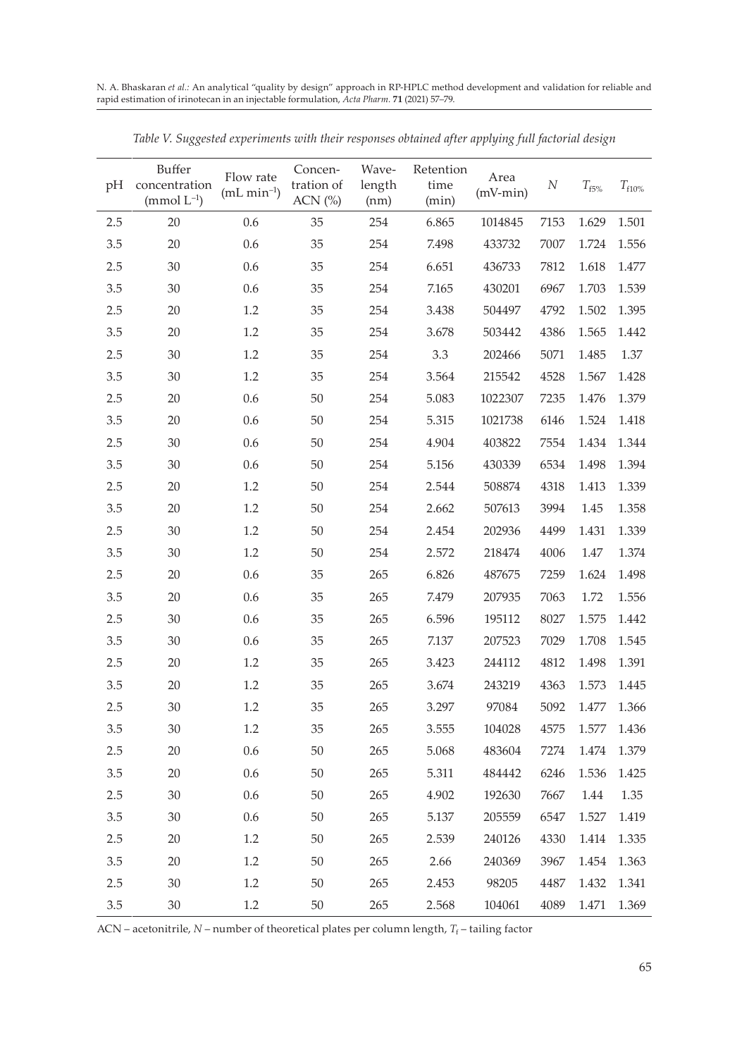*Table V. Suggested experiments with their responses obtained after applying full factorial design*

| pH | Buffer concentration (mmol $L^{-1}$) | Flow rate (mL $min^{-1}$) | Concentration of ACN (%) | Wavelength (nm) | Retention time (min) | Area (mV-min) | $N$ | $T_{f5\%}$ | $T_{f10\%}$ |
|---|---|---|---|---|---|---|---|---|---|
| 2.5 | 20 | 0.6 | 35 | 254 | 6.865 | 1014845 | 7153 | 1.629 | 1.501 |
| 3.5 | 20 | 0.6 | 35 | 254 | 7.498 | 433732 | 7007 | 1.724 | 1.556 |
| 2.5 | 30 | 0.6 | 35 | 254 | 6.651 | 436733 | 7812 | 1.618 | 1.477 |
| 3.5 | 30 | 0.6 | 35 | 254 | 7.165 | 430201 | 6967 | 1.703 | 1.539 |
| 2.5 | 20 | 1.2 | 35 | 254 | 3.438 | 504497 | 4792 | 1.502 | 1.395 |
| 3.5 | 20 | 1.2 | 35 | 254 | 3.678 | 503442 | 4386 | 1.565 | 1.442 |
| 2.5 | 30 | 1.2 | 35 | 254 | 3.3 | 202466 | 5071 | 1.485 | 1.37 |
| 3.5 | 30 | 1.2 | 35 | 254 | 3.564 | 215542 | 4528 | 1.567 | 1.428 |
| 2.5 | 20 | 0.6 | 50 | 254 | 5.083 | 1022307 | 7235 | 1.476 | 1.379 |
| 3.5 | 20 | 0.6 | 50 | 254 | 5.315 | 1021738 | 6146 | 1.524 | 1.418 |
| 2.5 | 30 | 0.6 | 50 | 254 | 4.904 | 403822 | 7554 | 1.434 | 1.344 |
| 3.5 | 30 | 0.6 | 50 | 254 | 5.156 | 430339 | 6534 | 1.498 | 1.394 |
| 2.5 | 20 | 1.2 | 50 | 254 | 2.544 | 508874 | 4318 | 1.413 | 1.339 |
| 3.5 | 20 | 1.2 | 50 | 254 | 2.662 | 507613 | 3994 | 1.45 | 1.358 |
| 2.5 | 30 | 1.2 | 50 | 254 | 2.454 | 202936 | 4499 | 1.431 | 1.339 |
| 3.5 | 30 | 1.2 | 50 | 254 | 2.572 | 218474 | 4006 | 1.47 | 1.374 |
| 2.5 | 20 | 0.6 | 35 | 265 | 6.826 | 487675 | 7259 | 1.624 | 1.498 |
| 3.5 | 20 | 0.6 | 35 | 265 | 7.479 | 207935 | 7063 | 1.72 | 1.556 |
| 2.5 | 30 | 0.6 | 35 | 265 | 6.596 | 195112 | 8027 | 1.575 | 1.442 |
| 3.5 | 30 | 0.6 | 35 | 265 | 7.137 | 207523 | 7029 | 1.708 | 1.545 |
| 2.5 | 20 | 1.2 | 35 | 265 | 3.423 | 244112 | 4812 | 1.498 | 1.391 |
| 3.5 | 20 | 1.2 | 35 | 265 | 3.674 | 243219 | 4363 | 1.573 | 1.445 |
| 2.5 | 30 | 1.2 | 35 | 265 | 3.297 | 97084 | 5092 | 1.477 | 1.366 |
| 3.5 | 30 | 1.2 | 35 | 265 | 3.555 | 104028 | 4575 | 1.577 | 1.436 |
| 2.5 | 20 | 0.6 | 50 | 265 | 5.068 | 483604 | 7274 | 1.474 | 1.379 |
| 3.5 | 20 | 0.6 | 50 | 265 | 5.311 | 484442 | 6246 | 1.536 | 1.425 |
| 2.5 | 30 | 0.6 | 50 | 265 | 4.902 | 192630 | 7667 | 1.44 | 1.35 |
| 3.5 | 30 | 0.6 | 50 | 265 | 5.137 | 205559 | 6547 | 1.527 | 1.419 |
| 2.5 | 20 | 1.2 | 50 | 265 | 2.539 | 240126 | 4330 | 1.414 | 1.335 |
| 3.5 | 20 | 1.2 | 50 | 265 | 2.66 | 240369 | 3967 | 1.454 | 1.363 |
| 2.5 | 30 | 1.2 | 50 | 265 | 2.453 | 98205 | 4487 | 1.432 | 1.341 |
| 3.5 | 30 | 1.2 | 50 | 265 | 2.568 | 104061 | 4089 | 1.471 | 1.369 |

ACN – acetonitrile, $N$ – number of theoretical plates per column length, $T_f$ – tailing factor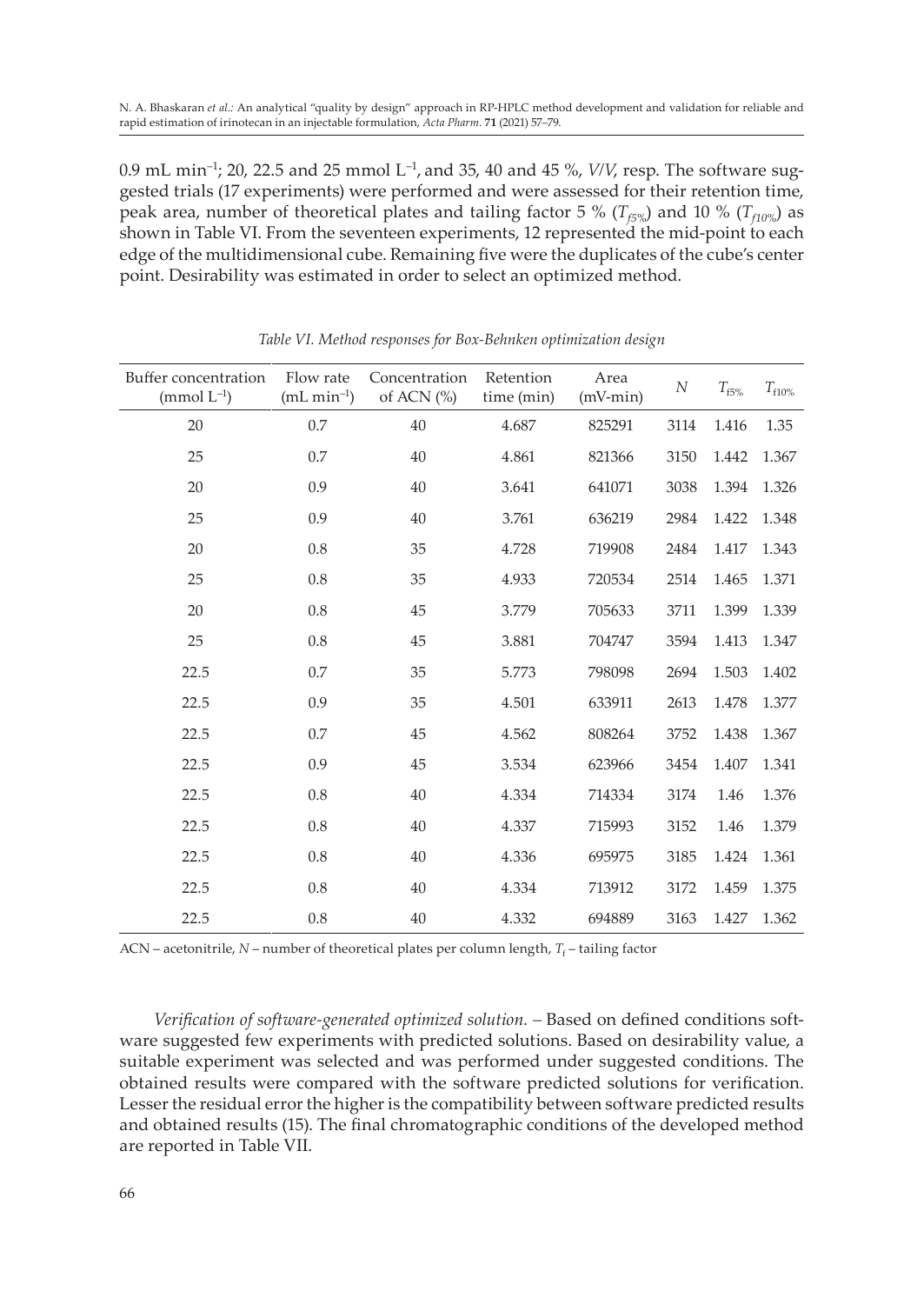0.9 mL min$^{-1}$; 20, 22.5 and 25 mmol L$^{-1}$, and 35, 40 and 45 %, *V/V*, resp. The software suggested trials (17 experiments) were performed and were assessed for their retention time, peak area, number of theoretical plates and tailing factor 5 % ($T_{f5\%}$) and 10 % ($T_{f10\%}$) as shown in Table VI. From the seventeen experiments, 12 represented the mid-point to each edge of the multidimensional cube. Remaining five were the duplicates of the cube's center point. Desirability was estimated in order to select an optimized method.

*Table VI. Method responses for Box-Behnken optimization design*

| Buffer concentration (mmol L$^{-1}$) | Flow rate (mL min$^{-1}$) | Concentration of ACN (%) | Retention time (min) | Area (mV-min) | $N$ | $T_{f5\%}$ | $T_{f10\%}$ |
|---|---|---|---|---|---|---|---|
| 20 | 0.7 | 40 | 4.687 | 825291 | 3114 | 1.416 | 1.35 |
| 25 | 0.7 | 40 | 4.861 | 821366 | 3150 | 1.442 | 1.367 |
| 20 | 0.9 | 40 | 3.641 | 641071 | 3038 | 1.394 | 1.326 |
| 25 | 0.9 | 40 | 3.761 | 636219 | 2984 | 1.422 | 1.348 |
| 20 | 0.8 | 35 | 4.728 | 719908 | 2484 | 1.417 | 1.343 |
| 25 | 0.8 | 35 | 4.933 | 720534 | 2514 | 1.465 | 1.371 |
| 20 | 0.8 | 45 | 3.779 | 705633 | 3711 | 1.399 | 1.339 |
| 25 | 0.8 | 45 | 3.881 | 704747 | 3594 | 1.413 | 1.347 |
| 22.5 | 0.7 | 35 | 5.773 | 798098 | 2694 | 1.503 | 1.402 |
| 22.5 | 0.9 | 35 | 4.501 | 633911 | 2613 | 1.478 | 1.377 |
| 22.5 | 0.7 | 45 | 4.562 | 808264 | 3752 | 1.438 | 1.367 |
| 22.5 | 0.9 | 45 | 3.534 | 623966 | 3454 | 1.407 | 1.341 |
| 22.5 | 0.8 | 40 | 4.334 | 714334 | 3174 | 1.46 | 1.376 |
| 22.5 | 0.8 | 40 | 4.337 | 715993 | 3152 | 1.46 | 1.379 |
| 22.5 | 0.8 | 40 | 4.336 | 695975 | 3185 | 1.424 | 1.361 |
| 22.5 | 0.8 | 40 | 4.334 | 713912 | 3172 | 1.459 | 1.375 |
| 22.5 | 0.8 | 40 | 4.332 | 694889 | 3163 | 1.427 | 1.362 |

ACN – acetonitrile, $N$ – number of theoretical plates per column length, $T_f$ – tailing factor

*Verification of software-generated optimized solution.* – Based on defined conditions software suggested few experiments with predicted solutions. Based on desirability value, a suitable experiment was selected and was performed under suggested conditions. The obtained results were compared with the software predicted solutions for verification. Lesser the residual error the higher is the compatibility between software predicted results and obtained results (15). The final chromatographic conditions of the developed method are reported in Table VII.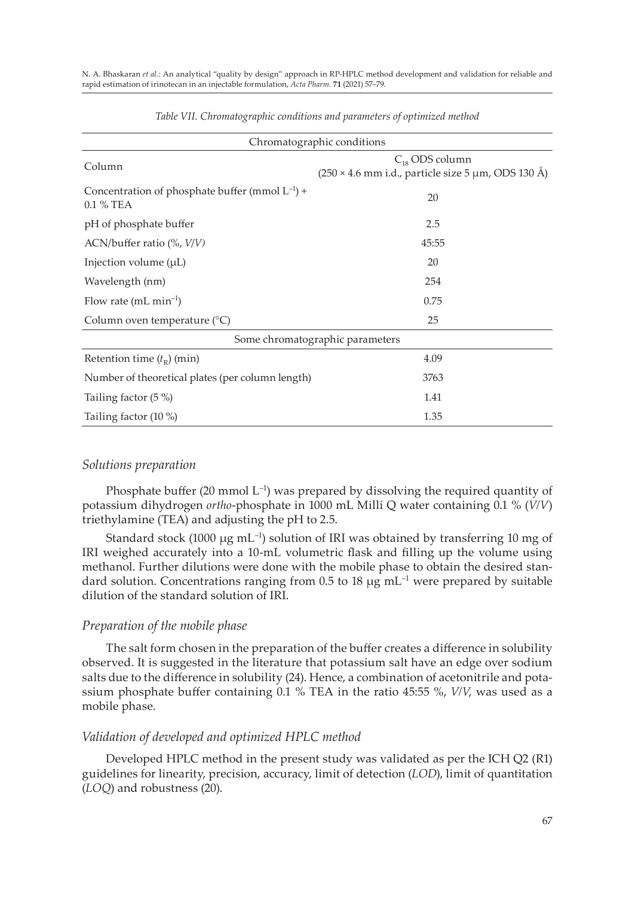*Table VII. Chromatographic conditions and parameters of optimized method*

| Chromatographic conditions | |
|---|---|
| Column | $C_{18}$ ODS column (250 × 4.6 mm i.d., particle size 5 µm, ODS 130 Å) |
| Concentration of phosphate buffer (mmol $L^{-1}$) + 0.1 % TEA | 20 |
| pH of phosphate buffer | 2.5 |
| ACN/buffer ratio (%, *V/V*) | 45:55 |
| Injection volume (µL) | 20 |
| Wavelength (nm) | 254 |
| Flow rate (mL $min^{-1}$) | 0.75 |
| Column oven temperature (°C) | 25 |
| **Some chromatographic parameters** | |
| Retention time ($t_R$) (min) | 4.09 |
| Number of theoretical plates (per column length) | 3763 |
| Tailing factor (5 %) | 1.41 |
| Tailing factor (10 %) | 1.35 |

### *Solutions preparation*

Phosphate buffer (20 mmol $L^{-1}$) was prepared by dissolving the required quantity of potassium dihydrogen *ortho*-phosphate in 1000 mL Milli Q water containing 0.1 % (*V/V*) triethylamine (TEA) and adjusting the pH to 2.5.

Standard stock (1000 µg $mL^{-1}$) solution of IRI was obtained by transferring 10 mg of IRI weighed accurately into a 10-mL volumetric flask and filling up the volume using methanol. Further dilutions were done with the mobile phase to obtain the desired standard solution. Concentrations ranging from 0.5 to 18 µg $mL^{-1}$ were prepared by suitable dilution of the standard solution of IRI.

### *Preparation of the mobile phase*

The salt form chosen in the preparation of the buffer creates a difference in solubility observed. It is suggested in the literature that potassium salt have an edge over sodium salts due to the difference in solubility (24). Hence, a combination of acetonitrile and potassium phosphate buffer containing 0.1 % TEA in the ratio 45:55 %, *V/V*, was used as a mobile phase.

### *Validation of developed and optimized HPLC method*

Developed HPLC method in the present study was validated as per the ICH Q2 (R1) guidelines for linearity, precision, accuracy, limit of detection (*LOD*), limit of quantitation (*LOQ*) and robustness (20).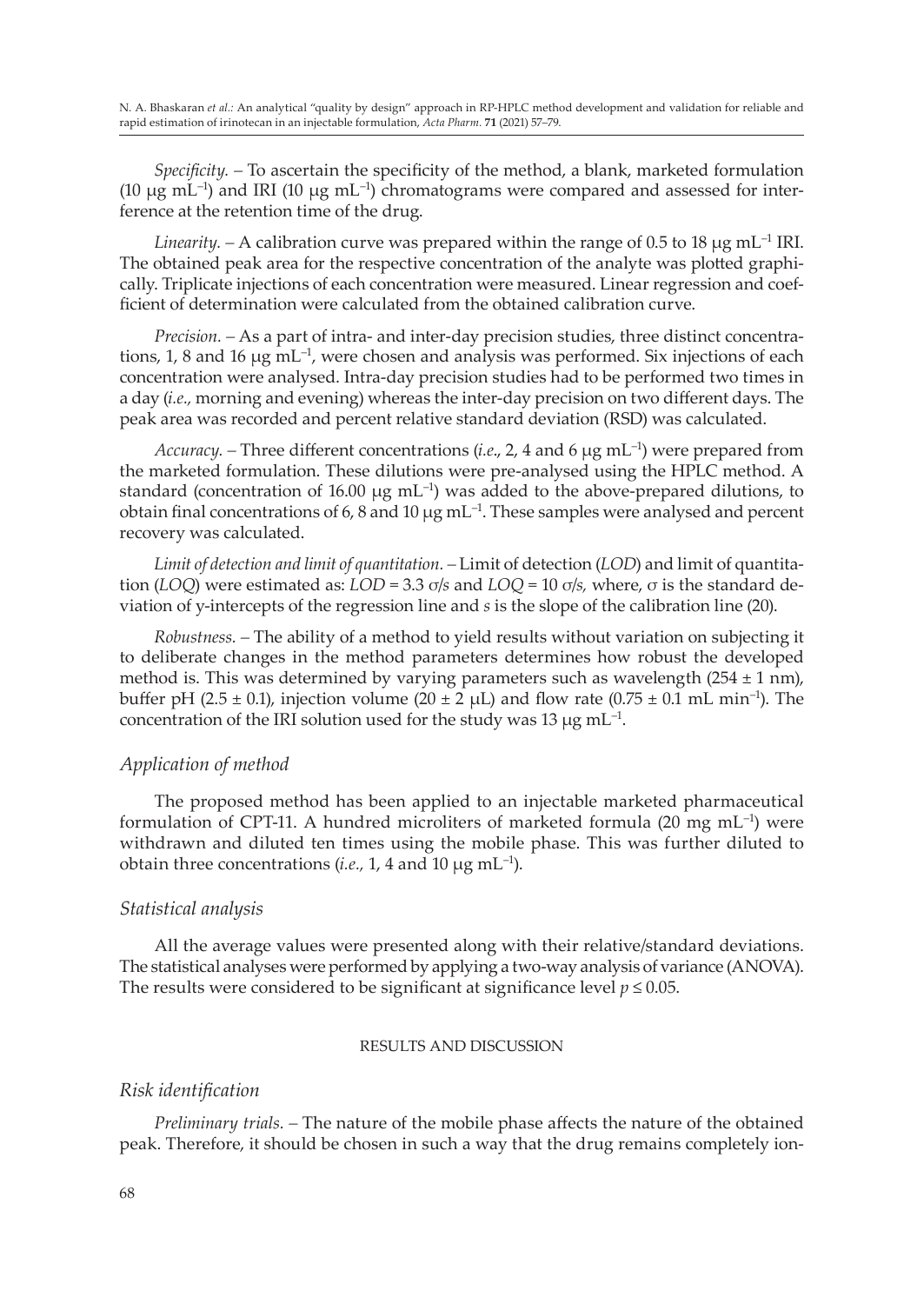*Specificity.* – To ascertain the specificity of the method, a blank, marketed formulation (10 μg $mL^{-1}$) and IRI (10 μg $mL^{-1}$) chromatograms were compared and assessed for interference at the retention time of the drug.

*Linearity.* – A calibration curve was prepared within the range of 0.5 to 18 μg $mL^{-1}$ IRI. The obtained peak area for the respective concentration of the analyte was plotted graphically. Triplicate injections of each concentration were measured. Linear regression and coefficient of determination were calculated from the obtained calibration curve.

*Precision.* – As a part of intra- and inter-day precision studies, three distinct concentrations, 1, 8 and 16 μg $mL^{-1}$, were chosen and analysis was performed. Six injections of each concentration were analysed. Intra-day precision studies had to be performed two times in a day (*i.e.*, morning and evening) whereas the inter-day precision on two different days. The peak area was recorded and percent relative standard deviation (RSD) was calculated.

*Accuracy.* – Three different concentrations (*i.e.*, 2, 4 and 6 μg $mL^{-1}$) were prepared from the marketed formulation. These dilutions were pre-analysed using the HPLC method. A standard (concentration of 16.00 μg $mL^{-1}$) was added to the above-prepared dilutions, to obtain final concentrations of 6, 8 and 10 μg $mL^{-1}$. These samples were analysed and percent recovery was calculated.

*Limit of detection and limit of quantitation.* – Limit of detection (*LOD*) and limit of quantitation (*LOQ*) were estimated as: $LOD = 3.3\ \sigma/s$ and $LOQ = 10\ \sigma/s$, where, $\sigma$ is the standard deviation of y-intercepts of the regression line and $s$ is the slope of the calibration line (20).

*Robustness.* – The ability of a method to yield results without variation on subjecting it to deliberate changes in the method parameters determines how robust the developed method is. This was determined by varying parameters such as wavelength (254 ± 1 nm), buffer pH (2.5 ± 0.1), injection volume (20 ± 2 μL) and flow rate (0.75 ± 0.1 mL $min^{-1}$). The concentration of the IRI solution used for the study was 13 μg $mL^{-1}$.

## *Application of method*

The proposed method has been applied to an injectable marketed pharmaceutical formulation of CPT-11. A hundred microliters of marketed formula (20 mg $mL^{-1}$) were withdrawn and diluted ten times using the mobile phase. This was further diluted to obtain three concentrations (*i.e.*, 1, 4 and 10 μg $mL^{-1}$).

## *Statistical analysis*

All the average values were presented along with their relative/standard deviations. The statistical analyses were performed by applying a two-way analysis of variance (ANOVA). The results were considered to be significant at significance level $p \leq 0.05$.

# RESULTS AND DISCUSSION

## *Risk identification*

*Preliminary trials.* – The nature of the mobile phase affects the nature of the obtained peak. Therefore, it should be chosen in such a way that the drug remains completely ion-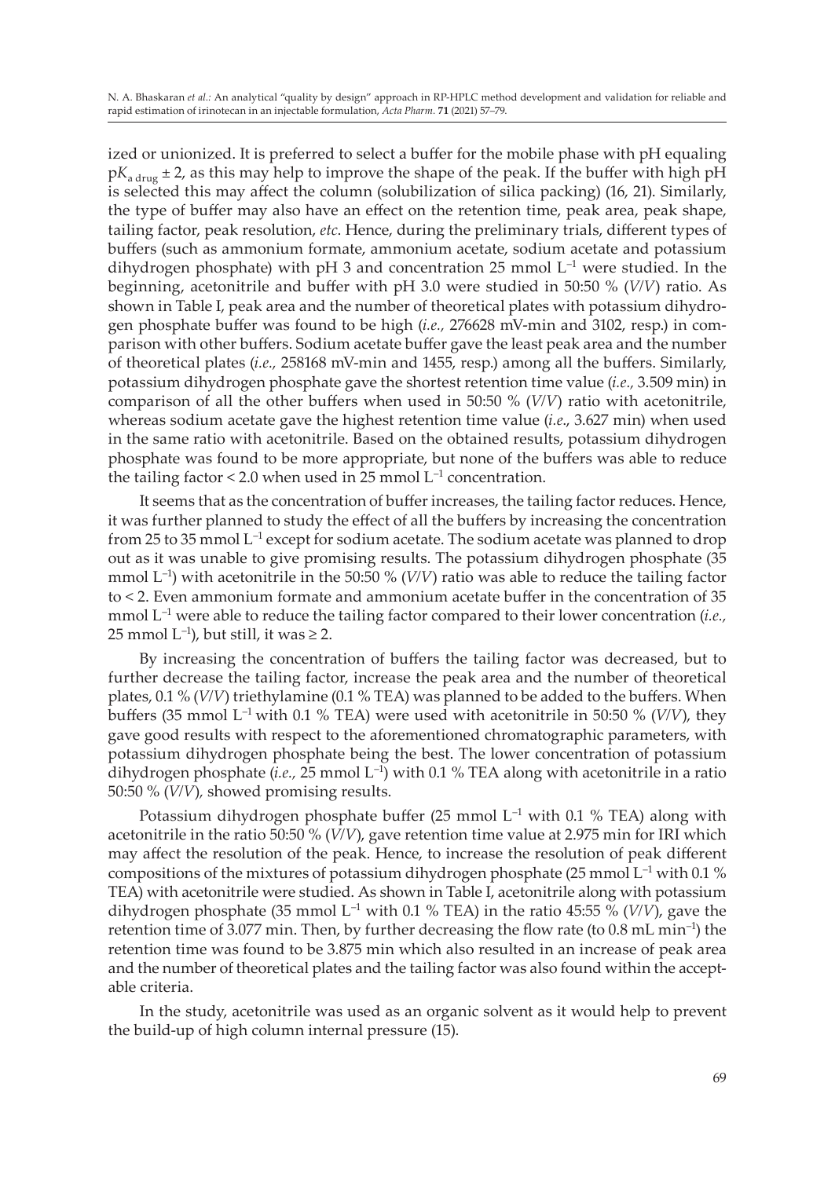ized or unionized. It is preferred to select a buffer for the mobile phase with pH equaling $pK_{a\,drug} \pm 2$, as this may help to improve the shape of the peak. If the buffer with high pH is selected this may affect the column (solubilization of silica packing) (16, 21). Similarly, the type of buffer may also have an effect on the retention time, peak area, peak shape, tailing factor, peak resolution, *etc*. Hence, during the preliminary trials, different types of buffers (such as ammonium formate, ammonium acetate, sodium acetate and potassium dihydrogen phosphate) with pH 3 and concentration 25 mmol $L^{-1}$ were studied. In the beginning, acetonitrile and buffer with pH 3.0 were studied in 50:50 % (*V*/*V*) ratio. As shown in Table I, peak area and the number of theoretical plates with potassium dihydrogen phosphate buffer was found to be high (*i.e.*, 276628 mV-min and 3102, resp.) in comparison with other buffers. Sodium acetate buffer gave the least peak area and the number of theoretical plates (*i.e.*, 258168 mV-min and 1455, resp.) among all the buffers. Similarly, potassium dihydrogen phosphate gave the shortest retention time value (*i.e.*, 3.509 min) in comparison of all the other buffers when used in 50:50 % (*V*/*V*) ratio with acetonitrile, whereas sodium acetate gave the highest retention time value (*i.e*., 3.627 min) when used in the same ratio with acetonitrile. Based on the obtained results, potassium dihydrogen phosphate was found to be more appropriate, but none of the buffers was able to reduce the tailing factor < 2.0 when used in 25 mmol $L^{-1}$ concentration.

It seems that as the concentration of buffer increases, the tailing factor reduces. Hence, it was further planned to study the effect of all the buffers by increasing the concentration from 25 to 35 mmol $L^{-1}$ except for sodium acetate. The sodium acetate was planned to drop out as it was unable to give promising results. The potassium dihydrogen phosphate (35 mmol $L^{-1}$) with acetonitrile in the 50:50 % (*V*/*V*) ratio was able to reduce the tailing factor to < 2. Even ammonium formate and ammonium acetate buffer in the concentration of 35 mmol $L^{-1}$ were able to reduce the tailing factor compared to their lower concentration (*i.e.*, 25 mmol $L^{-1}$), but still, it was ≥ 2.

By increasing the concentration of buffers the tailing factor was decreased, but to further decrease the tailing factor, increase the peak area and the number of theoretical plates, 0.1 % (*V*/*V*) triethylamine (0.1 % TEA) was planned to be added to the buffers. When buffers (35 mmol $L^{-1}$ with 0.1 % TEA) were used with acetonitrile in 50:50 % (*V*/*V*), they gave good results with respect to the aforementioned chromatographic parameters, with potassium dihydrogen phosphate being the best. The lower concentration of potassium dihydrogen phosphate (*i.e.*, 25 mmol $L^{-1}$) with 0.1 % TEA along with acetonitrile in a ratio 50:50 % (*V*/*V*), showed promising results.

Potassium dihydrogen phosphate buffer (25 mmol $L^{-1}$ with 0.1 % TEA) along with acetonitrile in the ratio 50:50 % (*V*/*V*), gave retention time value at 2.975 min for IRI which may affect the resolution of the peak. Hence, to increase the resolution of peak different compositions of the mixtures of potassium dihydrogen phosphate (25 mmol $L^{-1}$ with 0.1 % TEA) with acetonitrile were studied. As shown in Table I, acetonitrile along with potassium dihydrogen phosphate (35 mmol $L^{-1}$ with 0.1 % TEA) in the ratio 45:55 % (*V*/*V*), gave the retention time of 3.077 min. Then, by further decreasing the flow rate (to 0.8 mL $min^{-1}$) the retention time was found to be 3.875 min which also resulted in an increase of peak area and the number of theoretical plates and the tailing factor was also found within the acceptable criteria.

In the study, acetonitrile was used as an organic solvent as it would help to prevent the build-up of high column internal pressure (15).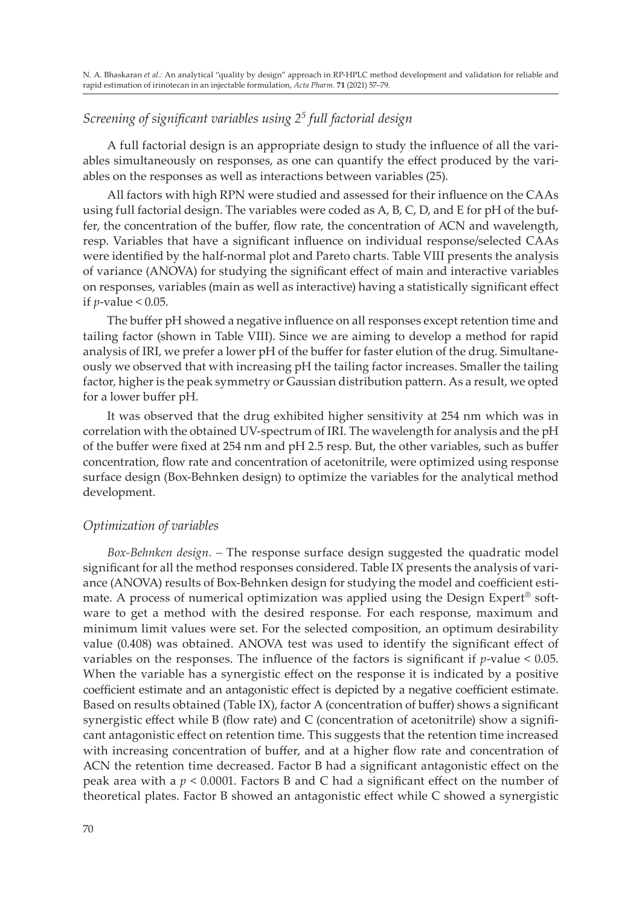### *Screening of significant variables using $2^5$ full factorial design*

A full factorial design is an appropriate design to study the influence of all the variables simultaneously on responses, as one can quantify the effect produced by the variables on the responses as well as interactions between variables (25).

All factors with high RPN were studied and assessed for their influence on the CAAs using full factorial design. The variables were coded as A, B, C, D, and E for pH of the buffer, the concentration of the buffer, flow rate, the concentration of ACN and wavelength, resp. Variables that have a significant influence on individual response/selected CAAs were identified by the half-normal plot and Pareto charts. Table VIII presents the analysis of variance (ANOVA) for studying the significant effect of main and interactive variables on responses, variables (main as well as interactive) having a statistically significant effect if $p$-value $< 0.05$.

The buffer pH showed a negative influence on all responses except retention time and tailing factor (shown in Table VIII). Since we are aiming to develop a method for rapid analysis of IRI, we prefer a lower pH of the buffer for faster elution of the drug. Simultaneously we observed that with increasing pH the tailing factor increases. Smaller the tailing factor, higher is the peak symmetry or Gaussian distribution pattern. As a result, we opted for a lower buffer pH.

It was observed that the drug exhibited higher sensitivity at 254 nm which was in correlation with the obtained UV-spectrum of IRI. The wavelength for analysis and the pH of the buffer were fixed at 254 nm and pH 2.5 resp. But, the other variables, such as buffer concentration, flow rate and concentration of acetonitrile, were optimized using response surface design (Box-Behnken design) to optimize the variables for the analytical method development.

### *Optimization of variables*

*Box-Behnken design.* – The response surface design suggested the quadratic model significant for all the method responses considered. Table IX presents the analysis of variance (ANOVA) results of Box-Behnken design for studying the model and coefficient estimate. A process of numerical optimization was applied using the Design Expert® software to get a method with the desired response. For each response, maximum and minimum limit values were set. For the selected composition, an optimum desirability value (0.408) was obtained. ANOVA test was used to identify the significant effect of variables on the responses. The influence of the factors is significant if $p$-value $< 0.05$. When the variable has a synergistic effect on the response it is indicated by a positive coefficient estimate and an antagonistic effect is depicted by a negative coefficient estimate. Based on results obtained (Table IX), factor A (concentration of buffer) shows a significant synergistic effect while B (flow rate) and C (concentration of acetonitrile) show a significant antagonistic effect on retention time. This suggests that the retention time increased with increasing concentration of buffer, and at a higher flow rate and concentration of ACN the retention time decreased. Factor B had a significant antagonistic effect on the peak area with a $p < 0.0001$. Factors B and C had a significant effect on the number of theoretical plates. Factor B showed an antagonistic effect while C showed a synergistic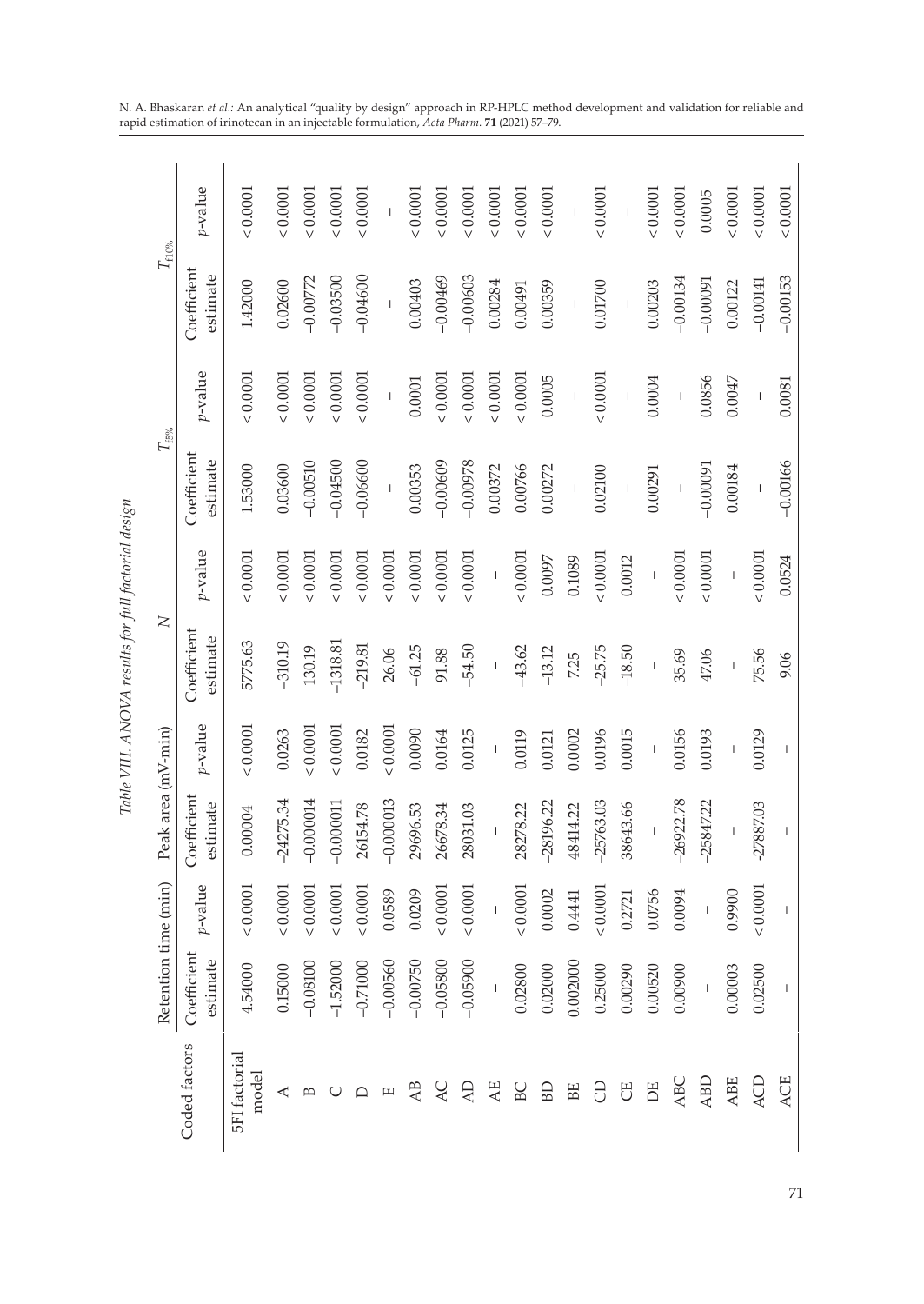*Table VIII. ANOVA results for full factorial design*

| Coded factors | Retention time (min) | | Peak area (mV-min) | | $N$ | | $T_{f5\%}$ | | $T_{f10\%}$ | |
|---|---|---|---|---|---|---|---|---|---|---|
| | Coefficient estimate | $p$-value | Coefficient estimate | $p$-value | Coefficient estimate | $p$-value | Coefficient estimate | $p$-value | Coefficient estimate | $p$-value |
| 5FI factorial model | 4.54000 | < 0.0001 | 0.00004 | < 0.0001 | 5775.63 | < 0.0001 | 1.53000 | < 0.0001 | 1.42000 | < 0.0001 |
| A | 0.15000 | < 0.0001 | –24275.34 | 0.0263 | –310.19 | < 0.0001 | 0.03600 | < 0.0001 | 0.02600 | < 0.0001 |
| B | –0.08100 | < 0.0001 | –0.000014 | < 0.0001 | 130.19 | < 0.0001 | –0.00510 | < 0.0001 | –0.00772 | < 0.0001 |
| C | –1.52000 | < 0.0001 | –0.000011 | < 0.0001 | –1318.81 | < 0.0001 | –0.04500 | < 0.0001 | –0.03500 | < 0.0001 |
| D | –0.71000 | < 0.0001 | 26154.78 | 0.0182 | –219.81 | < 0.0001 | –0.06600 | < 0.0001 | –0.04600 | < 0.0001 |
| E | –0.00560 | 0.0589 | –0.000013 | < 0.0001 | 26.06 | < 0.0001 | – | – | – | – |
| AB | –0.00750 | 0.0209 | 29696.53 | 0.0090 | –61.25 | < 0.0001 | 0.00353 | 0.0001 | 0.00403 | < 0.0001 |
| AC | –0.05800 | < 0.0001 | 26678.34 | 0.0164 | 91.88 | < 0.0001 | –0.00609 | < 0.0001 | –0.00469 | < 0.0001 |
| AD | –0.05900 | < 0.0001 | 28031.03 | 0.0125 | –54.50 | < 0.0001 | –0.00978 | < 0.0001 | –0.00603 | < 0.0001 |
| AE | – | – | – | – | – | – | 0.00372 | < 0.0001 | 0.00284 | < 0.0001 |
| BC | 0.02800 | < 0.0001 | 28278.22 | 0.0119 | –43.62 | < 0.0001 | 0.00766 | < 0.0001 | 0.00491 | < 0.0001 |
| BD | 0.02000 | 0.0002 | –28196.22 | 0.0121 | –13.12 | 0.0097 | 0.00272 | 0.0005 | 0.00359 | < 0.0001 |
| BE | 0.002000 | 0.4441 | 48414.22 | 0.0002 | 7.25 | 0.1089 | – | – | – | – |
| CD | 0.25000 | < 0.0001 | –25763.03 | 0.0196 | –25.75 | < 0.0001 | 0.02100 | < 0.0001 | 0.01700 | < 0.0001 |
| CE | 0.00290 | 0.2721 | 38643.66 | 0.0015 | –18.50 | 0.0012 | – | – | – | – |
| DE | 0.00520 | 0.0756 | – | – | – | – | 0.00291 | 0.0004 | 0.00203 | < 0.0001 |
| ABC | 0.00900 | 0.0094 | –26922.78 | 0.0156 | 35.69 | < 0.0001 | – | – | –0.00134 | < 0.0001 |
| ABD | – | – | –25847.22 | 0.0193 | 47.06 | < 0.0001 | –0.00091 | 0.0856 | –0.00091 | 0.0005 |
| ABE | 0.00003 | 0.9900 | – | – | – | – | 0.00184 | 0.0047 | 0.00122 | < 0.0001 |
| ACD | 0.02500 | < 0.0001 | -27887.03 | 0.0129 | 75.56 | < 0.0001 | – | – | –0.00141 | < 0.0001 |
| ACE | – | – | – | – | 9.06 | 0.0524 | –0.00166 | 0.0081 | –0.00153 | < 0.0001 |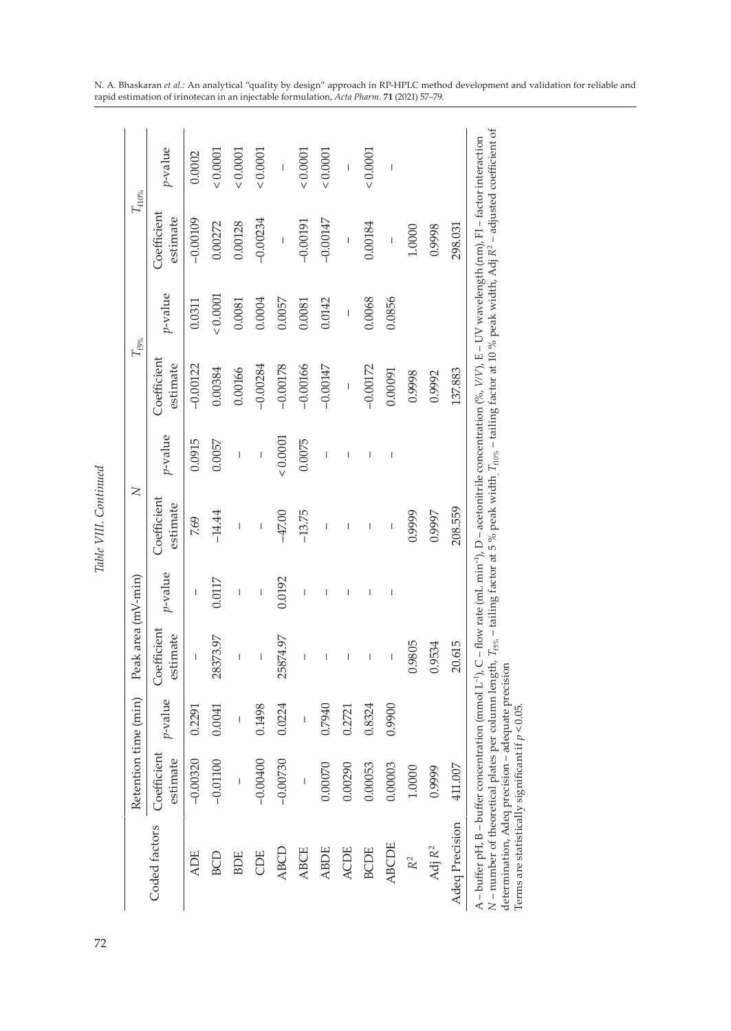*Table VIII. Continued*

| Coded factors | Retention time (min) | | Peak area (mV-min) | | $N$ | | $T_{f5\%}$ | | $T_{f10\%}$ | |
|---|---|---|---|---|---|---|---|---|---|---|
| | Coefficient estimate | $p$-value | Coefficient estimate | $p$-value | Coefficient estimate | $p$-value | Coefficient estimate | $p$-value | Coefficient estimate | $p$-value |
| ADE | –0.00320 | 0.2291 | – | – | 7.69 | 0.0915 | –0.00122 | 0.0311 | –0.00109 | 0.0002 |
| BCD | –0.01100 | 0.0041 | 28373.97 | 0.0117 | –14.44 | 0.0057 | 0.00384 | < 0.0001 | 0.00272 | < 0.0001 |
| BDE | – | – | – | – | – | – | 0.00166 | 0.0081 | 0.00128 | < 0.0001 |
| CDE | –0.00400 | 0.1498 | – | – | – | – | –0.00284 | 0.0004 | –0.00234 | < 0.0001 |
| ABCD | –0.00730 | 0.0224 | 25874.97 | 0.0192 | –47.00 | < 0.0001 | –0.00178 | 0.0057 | – | – |
| ABCE | – | – | – | – | –13.75 | 0.0075 | –0.00166 | 0.0081 | –0.00191 | < 0.0001 |
| ABDE | 0.00070 | 0.7940 | – | – | – | – | –0.00147 | 0.0142 | –0.00147 | < 0.0001 |
| ACDE | 0.00290 | 0.2721 | – | – | – | – | – | – | – | – |
| BCDE | 0.00053 | 0.8324 | – | – | – | – | –0.00172 | 0.0068 | 0.00184 | < 0.0001 |
| ABCDE | 0.00003 | 0.9900 | – | – | – | – | 0.00091 | 0.0856 | – | – |
| $R^2$ | 1.0000 | | 0.9805 | | 0.9999 | | 0.9998 | | 1.0000 | |
| Adj $R^2$ | 0.9999 | | 0.9534 | | 0.9997 | | 0.9992 | | 0.9998 | |
| Adeq Precision | 411.007 | | 20.615 | | 208.559 | | 137.883 | | 298.031 | |

A – buffer pH, B – buffer concentration (mmol $L^{-1}$), C – flow rate (mL $min^{-1}$), D – acetonitrile concentration (%, *V/V*), E – UV wavelength (nm), FI – factor interaction
$N$ – number of theoretical plates per column length, $T_{f5\%}$ – tailing factor at 5 % peak width, $T_{f10\%}$ – tailing factor at 10 % peak width, Adj $R^2$ – adjusted coefficient of determination, Adeq precision – adequate precision
Terms are statistically significant if $p < 0.05$.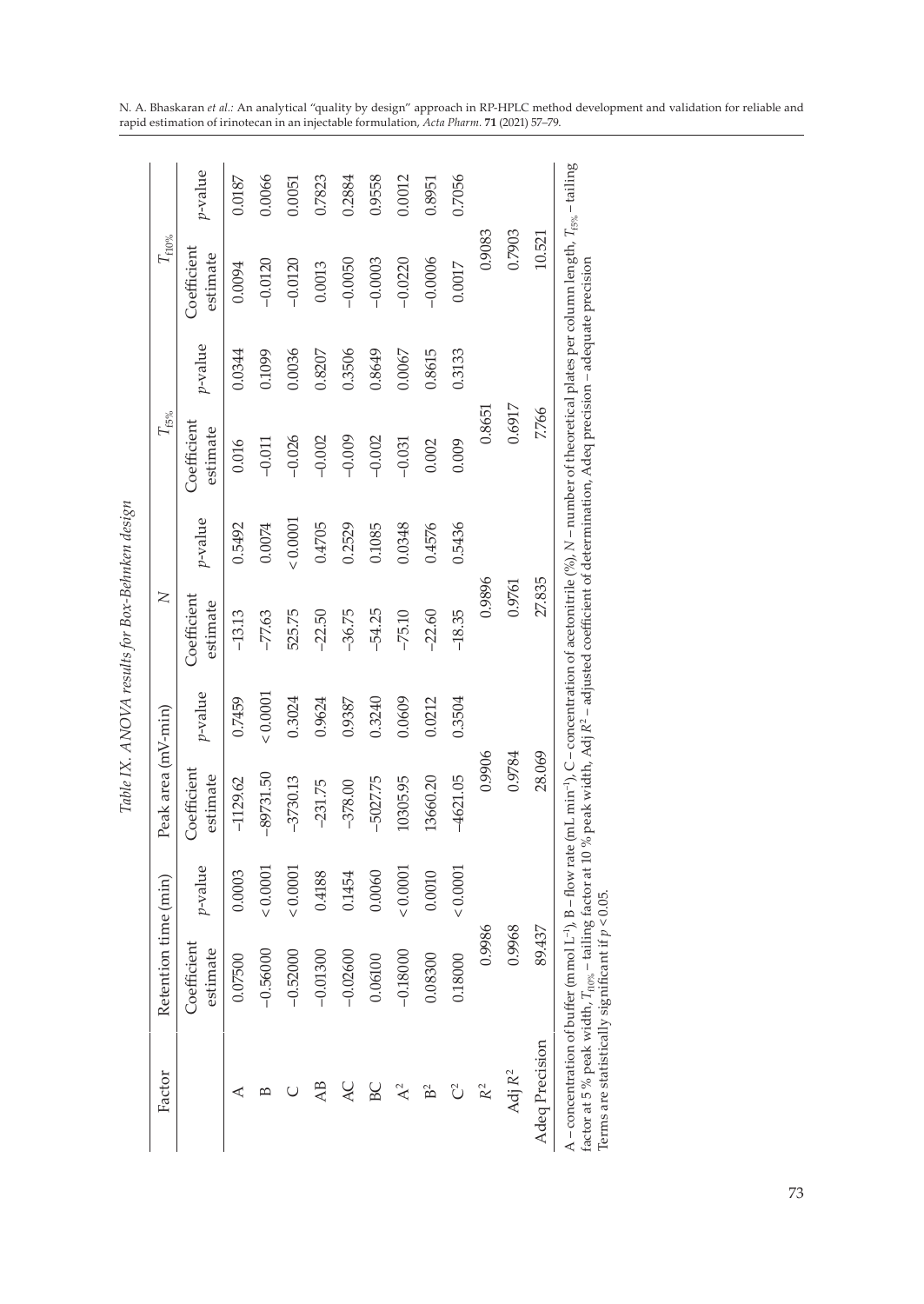*Table IX. ANOVA results for Box-Behnken design*

| Factor | Retention time (min) | | Peak area (mV-min) | | $N$ | | $T_{f5\%}$ | | $T_{f10\%}$ | |
|---|---|---|---|---|---|---|---|---|---|---|
| | Coefficient estimate | $p$-value | Coefficient estimate | $p$-value | Coefficient estimate | $p$-value | Coefficient estimate | $p$-value | Coefficient estimate | $p$-value |
| A | 0.07500 | 0.0003 | –1129.62 | 0.7459 | –13.13 | 0.5492 | 0.016 | 0.0344 | 0.0094 | 0.0187 |
| B | –0.56000 | < 0.0001 | –89731.50 | < 0.0001 | –77.63 | 0.0074 | –0.011 | 0.1099 | –0.0120 | 0.0066 |
| C | –0.52000 | < 0.0001 | –3730.13 | 0.3024 | 525.75 | < 0.0001 | –0.026 | 0.0036 | –0.0120 | 0.0051 |
| AB | –0.01300 | 0.4188 | –231.75 | 0.9624 | –22.50 | 0.4705 | –0.002 | 0.8207 | 0.0013 | 0.7823 |
| AC | –0.02600 | 0.1454 | –378.00 | 0.9387 | –36.75 | 0.2529 | –0.009 | 0.3506 | –0.0050 | 0.2884 |
| BC | 0.06100 | 0.0060 | –5027.75 | 0.3240 | –54.25 | 0.1085 | –0.002 | 0.8649 | –0.0003 | 0.9558 |
| $A^2$ | –0.18000 | < 0.0001 | 10305.95 | 0.0609 | –75.10 | 0.0348 | –0.031 | 0.0067 | –0.0220 | 0.0012 |
| $B^2$ | 0.08300 | 0.0010 | 13660.20 | 0.0212 | –22.60 | 0.4576 | 0.002 | 0.8615 | –0.0006 | 0.8951 |
| $C^2$ | 0.18000 | < 0.0001 | –4621.05 | 0.3504 | –18.35 | 0.5436 | 0.009 | 0.3133 | 0.0017 | 0.7056 |
| $R^2$ | 0.9986 | | 0.9906 | | 0.9896 | | 0.8651 | | 0.9083 | |
| Adj $R^2$ | 0.9968 | | 0.9784 | | 0.9761 | | 0.6917 | | 0.7903 | |
| Adeq Precision | 89.437 | | 28.069 | | 27.835 | | 7.766 | | 10.521 | |

A – concentration of buffer (mmol $L^{-1}$), B – flow rate (mL $min^{-1}$), C – concentration of acetonitrile (%), $N$ – number of theoretical plates per column length, $T_{f5\%}$ – tailing factor at 5 % peak width, $T_{f10\%}$ – tailing factor at 10 % peak width, Adj $R^2$ – adjusted coefficient of determination, Adeq precision – adequate precision

Terms are statistically significant if $p < 0.05$.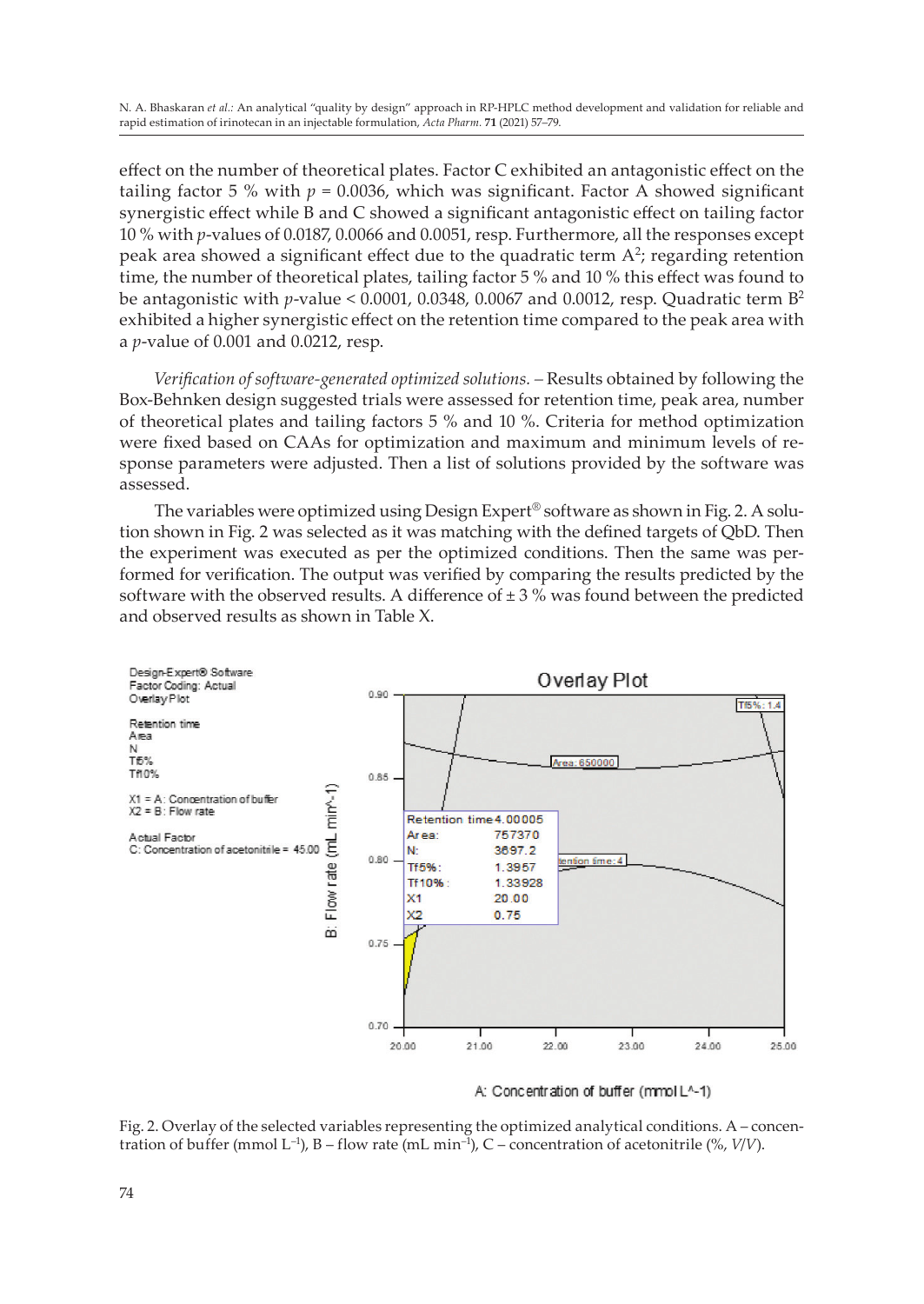effect on the number of theoretical plates. Factor C exhibited an antagonistic effect on the tailing factor 5 % with $p = 0.0036$, which was significant. Factor A showed significant synergistic effect while B and C showed a significant antagonistic effect on tailing factor 10 % with *p*-values of 0.0187, 0.0066 and 0.0051, resp. Furthermore, all the responses except peak area showed a significant effect due to the quadratic term $A^2$; regarding retention time, the number of theoretical plates, tailing factor 5 % and 10 % this effect was found to be antagonistic with *p*-value < 0.0001, 0.0348, 0.0067 and 0.0012, resp. Quadratic term $B^2$ exhibited a higher synergistic effect on the retention time compared to the peak area with a *p*-value of 0.001 and 0.0212, resp.

*Verification of software-generated optimized solutions.* – Results obtained by following the Box-Behnken design suggested trials were assessed for retention time, peak area, number of theoretical plates and tailing factors 5 % and 10 %. Criteria for method optimization were fixed based on CAAs for optimization and maximum and minimum levels of response parameters were adjusted. Then a list of solutions provided by the software was assessed.

The variables were optimized using Design Expert® software as shown in Fig. 2. A solution shown in Fig. 2 was selected as it was matching with the defined targets of QbD. Then the experiment was executed as per the optimized conditions. Then the same was performed for verification. The output was verified by comparing the results predicted by the software with the observed results. A difference of ± 3 % was found between the predicted and observed results as shown in Table X.

Fig. 2. Overlay of the selected variables representing the optimized analytical conditions. A – concentration of buffer (mmol $L^{-1}$), B – flow rate (mL $min^{-1}$), C – concentration of acetonitrile (%, *V*/*V*).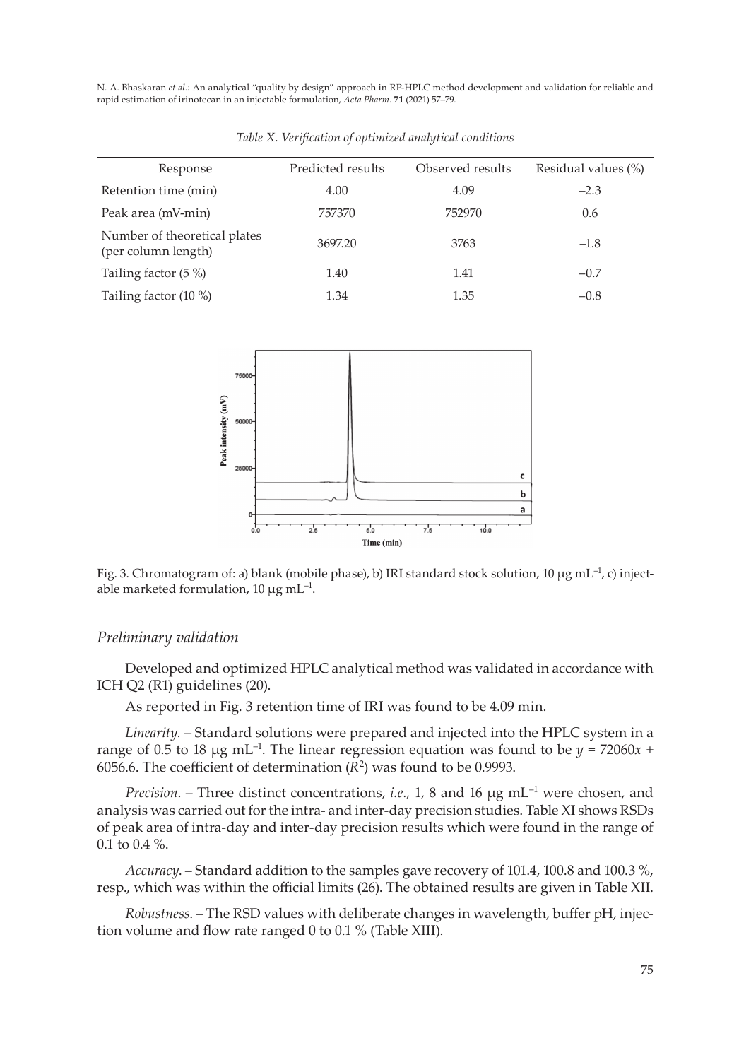*Table X. Verification of optimized analytical conditions*

| Response | Predicted results | Observed results | Residual values (%) |
|---|---|---|---|
| Retention time (min) | 4.00 | 4.09 | –2.3 |
| Peak area (mV-min) | 757370 | 752970 | 0.6 |
| Number of theoretical plates (per column length) | 3697.20 | 3763 | –1.8 |
| Tailing factor (5 %) | 1.40 | 1.41 | –0.7 |
| Tailing factor (10 %) | 1.34 | 1.35 | –0.8 |

Fig. 3. Chromatogram of: a) blank (mobile phase), b) IRI standard stock solution, 10 μg mL$^{-1}$, c) injectable marketed formulation, 10 μg mL$^{-1}$.

### *Preliminary validation*

Developed and optimized HPLC analytical method was validated in accordance with ICH Q2 (R1) guidelines (20).

As reported in Fig. 3 retention time of IRI was found to be 4.09 min.

*Linearity.* – Standard solutions were prepared and injected into the HPLC system in a range of 0.5 to 18 μg mL$^{-1}$. The linear regression equation was found to be $y = 72060x + 6056.6$. The coefficient of determination ($R^2$) was found to be 0.9993.

*Precision*. – Three distinct concentrations, *i.e.,* 1, 8 and 16 μg mL$^{-1}$ were chosen, and analysis was carried out for the intra- and inter-day precision studies. Table XI shows RSDs of peak area of intra-day and inter-day precision results which were found in the range of 0.1 to 0.4 %.

*Accuracy*. – Standard addition to the samples gave recovery of 101.4, 100.8 and 100.3 %, resp., which was within the official limits (26). The obtained results are given in Table XII.

*Robustness*. – The RSD values with deliberate changes in wavelength, buffer pH, injection volume and flow rate ranged 0 to 0.1 % (Table XIII).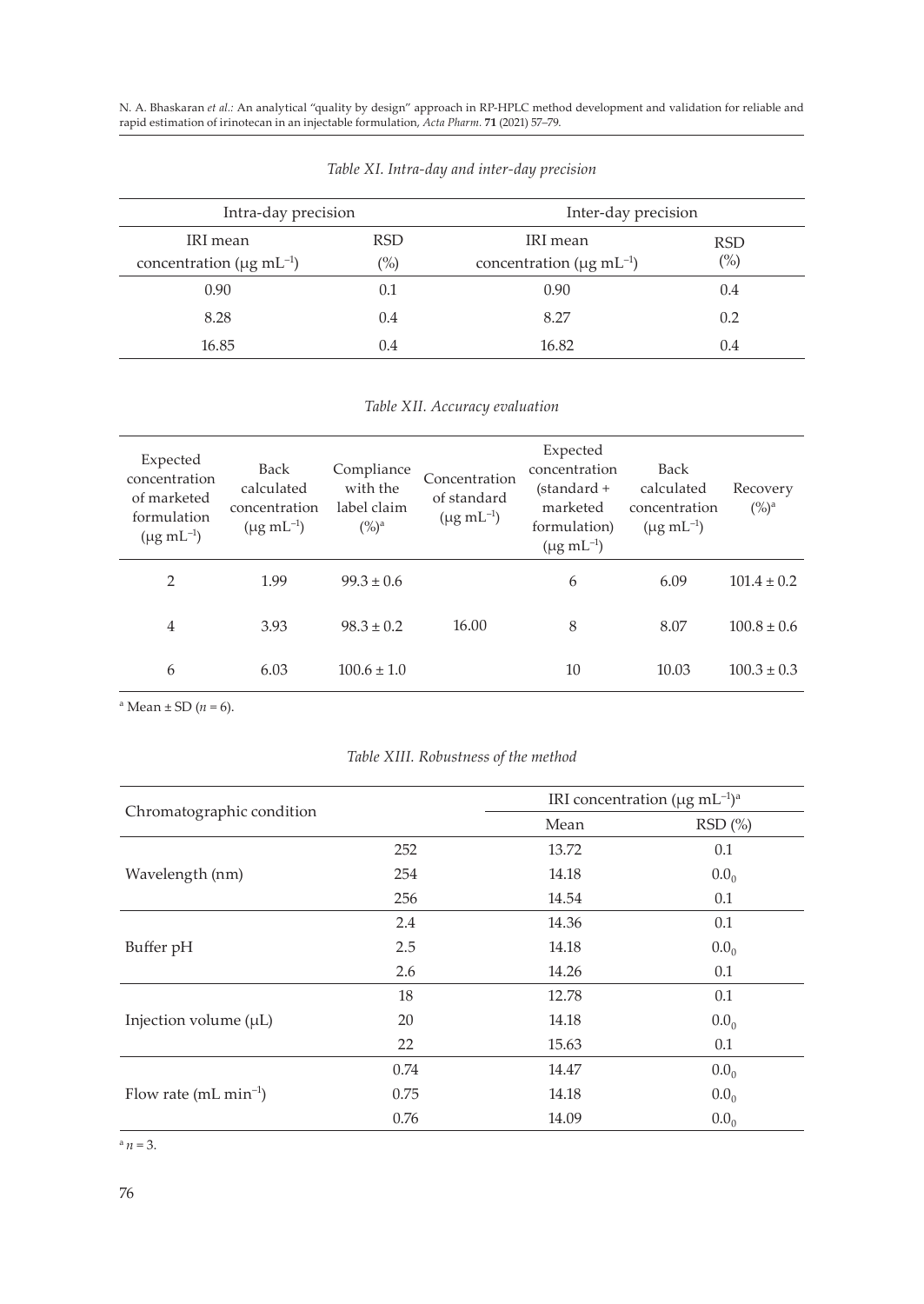*Table XI. Intra-day and inter-day precision*

| Intra-day precision | | Inter-day precision | |
|---|---|---|---|
| IRI mean concentration (μg mL$^{-1}$) | RSD (%) | IRI mean concentration (μg mL$^{-1}$) | RSD (%) |
| 0.90 | 0.1 | 0.90 | 0.4 |
| 8.28 | 0.4 | 8.27 | 0.2 |
| 16.85 | 0.4 | 16.82 | 0.4 |

*Table XII. Accuracy evaluation*

| Expected concentration of marketed formulation (μg mL$^{-1}$) | Back calculated concentration (μg mL$^{-1}$) | Compliance with the label claim (%)[a] | Concentration of standard (μg mL$^{-1}$) | Expected concentration (standard + marketed formulation) (μg mL$^{-1}$) | Back calculated concentration (μg mL$^{-1}$) | Recovery (%)[a] |
|---|---|---|---|---|---|---|
| 2 | 1.99 | 99.3 ± 0.6 | | 6 | 6.09 | 101.4 ± 0.2 |
| 4 | 3.93 | 98.3 ± 0.2 | 16.00 | 8 | 8.07 | 100.8 ± 0.6 |
| 6 | 6.03 | 100.6 ± 1.0 | | 10 | 10.03 | 100.3 ± 0.3 |

[a] Mean ± SD ($n$ = 6).

*Table XIII. Robustness of the method*

| Chromatographic condition | | IRI concentration (μg mL$^{-1}$)[a] | |
|---|---|---|---|
| | | Mean | RSD (%) |
| Wavelength (nm) | 252 | 13.72 | 0.1 |
| | 254 | 14.18 | $0.0_0$ |
| | 256 | 14.54 | 0.1 |
| Buffer pH | 2.4 | 14.36 | 0.1 |
| | 2.5 | 14.18 | $0.0_0$ |
| | 2.6 | 14.26 | 0.1 |
| Injection volume (μL) | 18 | 12.78 | 0.1 |
| | 20 | 14.18 | $0.0_0$ |
| | 22 | 15.63 | 0.1 |
| Flow rate (mL min$^{-1}$) | 0.74 | 14.47 | $0.0_0$ |
| | 0.75 | 14.18 | $0.0_0$ |
| | 0.76 | 14.09 | $0.0_0$ |

[a] $n$ = 3.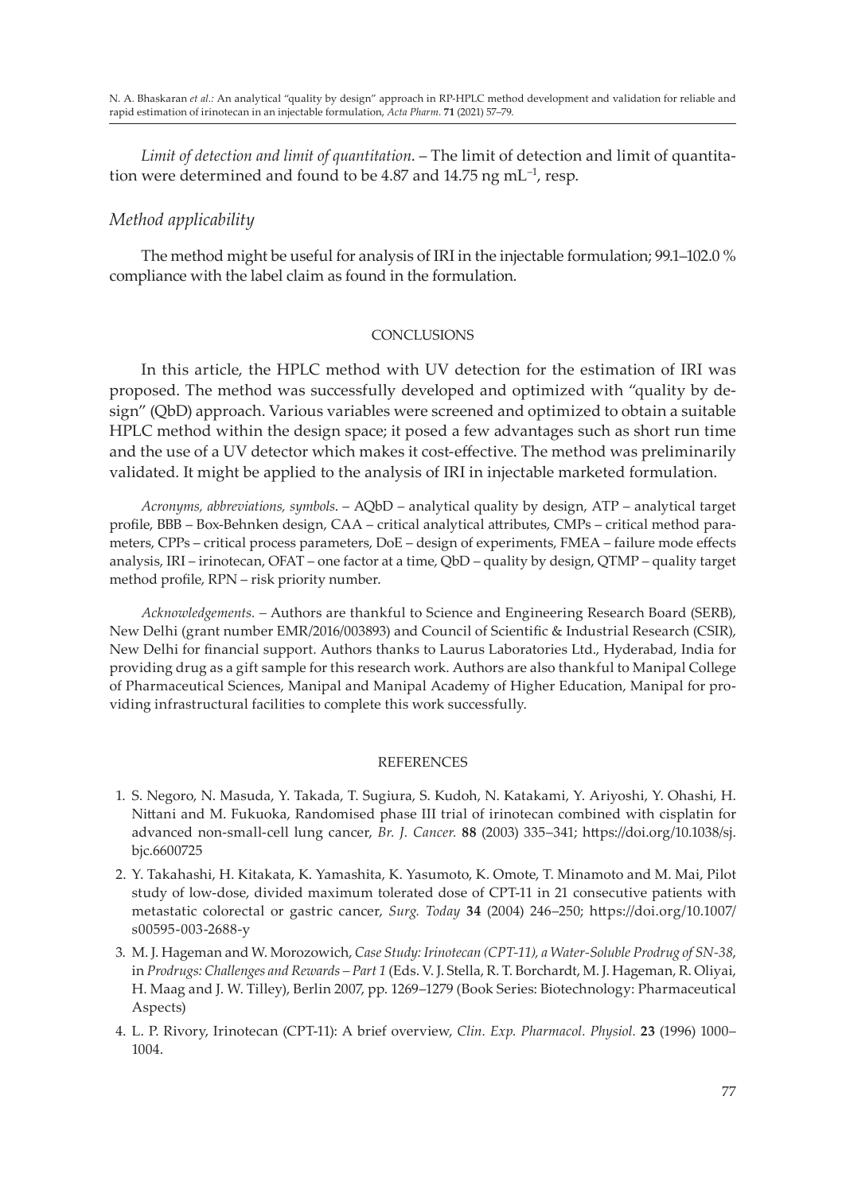*Limit of detection and limit of quantitation*. – The limit of detection and limit of quantitation were determined and found to be 4.87 and 14.75 ng mL$^{-1}$, resp.

### *Method applicability*

The method might be useful for analysis of IRI in the injectable formulation; 99.1–102.0 % compliance with the label claim as found in the formulation.

## CONCLUSIONS

In this article, the HPLC method with UV detection for the estimation of IRI was proposed. The method was successfully developed and optimized with "quality by design" (QbD) approach. Various variables were screened and optimized to obtain a suitable HPLC method within the design space; it posed a few advantages such as short run time and the use of a UV detector which makes it cost-effective. The method was preliminarily validated. It might be applied to the analysis of IRI in injectable marketed formulation.

*Acronyms, abbreviations, symbols*. – AQbD – analytical quality by design, ATP – analytical target profile, BBB – Box-Behnken design, CAA – critical analytical attributes, CMPs – critical method parameters, CPPs – critical process parameters, DoE – design of experiments, FMEA – failure mode effects analysis, IRI – irinotecan, OFAT – one factor at a time, QbD – quality by design, QTMP – quality target method profile, RPN – risk priority number.

*Acknowledgements*. – Authors are thankful to Science and Engineering Research Board (SERB), New Delhi (grant number EMR/2016/003893) and Council of Scientific & Industrial Research (CSIR), New Delhi for financial support. Authors thanks to Laurus Laboratories Ltd., Hyderabad, India for providing drug as a gift sample for this research work. Authors are also thankful to Manipal College of Pharmaceutical Sciences, Manipal and Manipal Academy of Higher Education, Manipal for providing infrastructural facilities to complete this work successfully.

## REFERENCES

1. S. Negoro, N. Masuda, Y. Takada, T. Sugiura, S. Kudoh, N. Katakami, Y. Ariyoshi, Y. Ohashi, H. Nittani and M. Fukuoka, Randomised phase III trial of irinotecan combined with cisplatin for advanced non-small-cell lung cancer, *Br. J. Cancer.* **88** (2003) 335–341; https://doi.org/10.1038/sj.bjc.6600725
2. Y. Takahashi, H. Kitakata, K. Yamashita, K. Yasumoto, K. Omote, T. Minamoto and M. Mai, Pilot study of low-dose, divided maximum tolerated dose of CPT-11 in 21 consecutive patients with metastatic colorectal or gastric cancer, *Surg. Today* **34** (2004) 246–250; https://doi.org/10.1007/s00595-003-2688-y
3. M. J. Hageman and W. Morozowich, *Case Study: Irinotecan (CPT-11), a Water-Soluble Prodrug of SN-38*, in *Prodrugs: Challenges and Rewards – Part 1* (Eds. V. J. Stella, R. T. Borchardt, M. J. Hageman, R. Oliyai, H. Maag and J. W. Tilley), Berlin 2007, pp. 1269–1279 (Book Series: Biotechnology: Pharmaceutical Aspects)
4. L. P. Rivory, Irinotecan (CPT-11): A brief overview, *Clin. Exp. Pharmacol. Physiol.* **23** (1996) 1000–1004.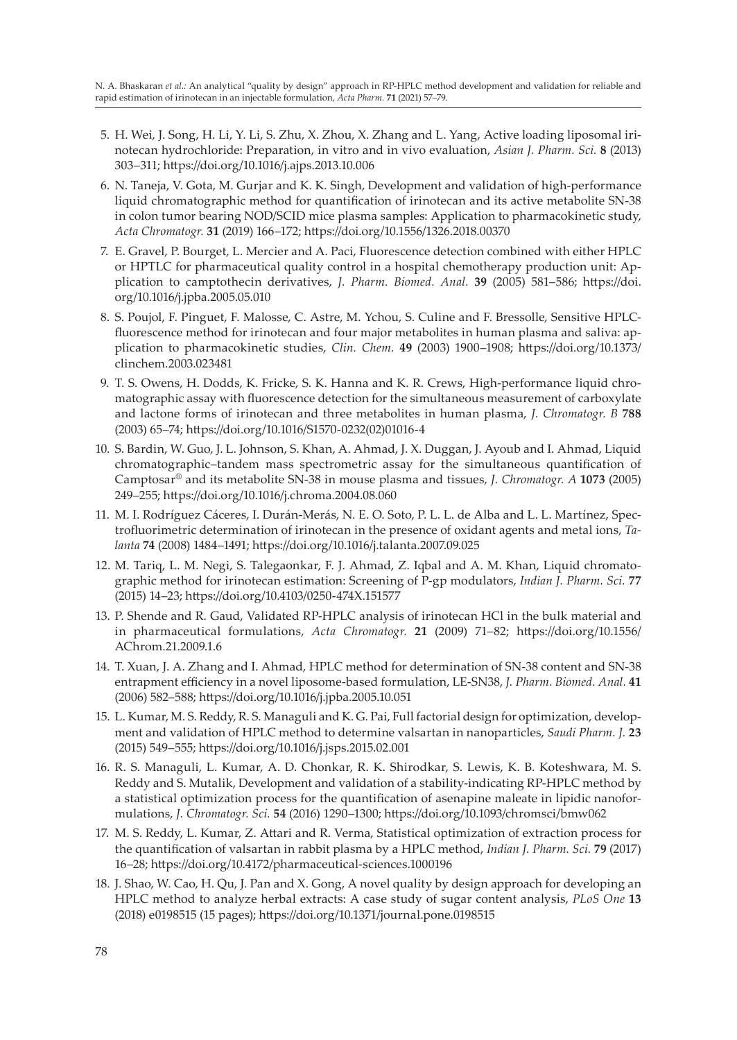5. H. Wei, J. Song, H. Li, Y. Li, S. Zhu, X. Zhou, X. Zhang and L. Yang, Active loading liposomal irinotecan hydrochloride: Preparation, in vitro and in vivo evaluation, *Asian J. Pharm. Sci.* **8** (2013) 303–311; https://doi.org/10.1016/j.ajps.2013.10.006
6. N. Taneja, V. Gota, M. Gurjar and K. K. Singh, Development and validation of high-performance liquid chromatographic method for quantification of irinotecan and its active metabolite SN-38 in colon tumor bearing NOD/SCID mice plasma samples: Application to pharmacokinetic study, *Acta Chromatogr.* **31** (2019) 166–172; https://doi.org/10.1556/1326.2018.00370
7. E. Gravel, P. Bourget, L. Mercier and A. Paci, Fluorescence detection combined with either HPLC or HPTLC for pharmaceutical quality control in a hospital chemotherapy production unit: Application to camptothecin derivatives, *J. Pharm. Biomed. Anal.* **39** (2005) 581–586; https://doi.org/10.1016/j.jpba.2005.05.010
8. S. Poujol, F. Pinguet, F. Malosse, C. Astre, M. Ychou, S. Culine and F. Bressolle, Sensitive HPLC-fluorescence method for irinotecan and four major metabolites in human plasma and saliva: application to pharmacokinetic studies, *Clin. Chem.* **49** (2003) 1900–1908; https://doi.org/10.1373/clinchem.2003.023481
9. T. S. Owens, H. Dodds, K. Fricke, S. K. Hanna and K. R. Crews, High-performance liquid chromatographic assay with fluorescence detection for the simultaneous measurement of carboxylate and lactone forms of irinotecan and three metabolites in human plasma, *J. Chromatogr. B* **788** (2003) 65–74; https://doi.org/10.1016/S1570-0232(02)01016-4
10. S. Bardin, W. Guo, J. L. Johnson, S. Khan, A. Ahmad, J. X. Duggan, J. Ayoub and I. Ahmad, Liquid chromatographic–tandem mass spectrometric assay for the simultaneous quantification of Camptosar® and its metabolite SN-38 in mouse plasma and tissues, *J. Chromatogr. A* **1073** (2005) 249–255; https://doi.org/10.1016/j.chroma.2004.08.060
11. M. I. Rodríguez Cáceres, I. Durán-Merás, N. E. O. Soto, P. L. L. de Alba and L. L. Martínez, Spectrofluorimetric determination of irinotecan in the presence of oxidant agents and metal ions, *Talanta* **74** (2008) 1484–1491; https://doi.org/10.1016/j.talanta.2007.09.025
12. M. Tariq, L. M. Negi, S. Talegaonkar, F. J. Ahmad, Z. Iqbal and A. M. Khan, Liquid chromatographic method for irinotecan estimation: Screening of P-gp modulators, *Indian J. Pharm. Sci.* **77** (2015) 14–23; https://doi.org/10.4103/0250-474X.151577
13. P. Shende and R. Gaud, Validated RP-HPLC analysis of irinotecan HCl in the bulk material and in pharmaceutical formulations, *Acta Chromatogr.* **21** (2009) 71–82; https://doi.org/10.1556/AChrom.21.2009.1.6
14. T. Xuan, J. A. Zhang and I. Ahmad, HPLC method for determination of SN-38 content and SN-38 entrapment efficiency in a novel liposome-based formulation, LE-SN38, *J. Pharm. Biomed. Anal.* **41** (2006) 582–588; https://doi.org/10.1016/j.jpba.2005.10.051
15. L. Kumar, M. S. Reddy, R. S. Managuli and K. G. Pai, Full factorial design for optimization, development and validation of HPLC method to determine valsartan in nanoparticles, *Saudi Pharm. J.* **23** (2015) 549–555; https://doi.org/10.1016/j.jsps.2015.02.001
16. R. S. Managuli, L. Kumar, A. D. Chonkar, R. K. Shirodkar, S. Lewis, K. B. Koteshwara, M. S. Reddy and S. Mutalik, Development and validation of a stability-indicating RP-HPLC method by a statistical optimization process for the quantification of asenapine maleate in lipidic nanoformulations, *J. Chromatogr. Sci.* **54** (2016) 1290–1300; https://doi.org/10.1093/chromsci/bmw062
17. M. S. Reddy, L. Kumar, Z. Attari and R. Verma, Statistical optimization of extraction process for the quantification of valsartan in rabbit plasma by a HPLC method, *Indian J. Pharm. Sci.* **79** (2017) 16–28; https://doi.org/10.4172/pharmaceutical-sciences.1000196
18. J. Shao, W. Cao, H. Qu, J. Pan and X. Gong, A novel quality by design approach for developing an HPLC method to analyze herbal extracts: A case study of sugar content analysis, *PLoS One* **13** (2018) e0198515 (15 pages); https://doi.org/10.1371/journal.pone.0198515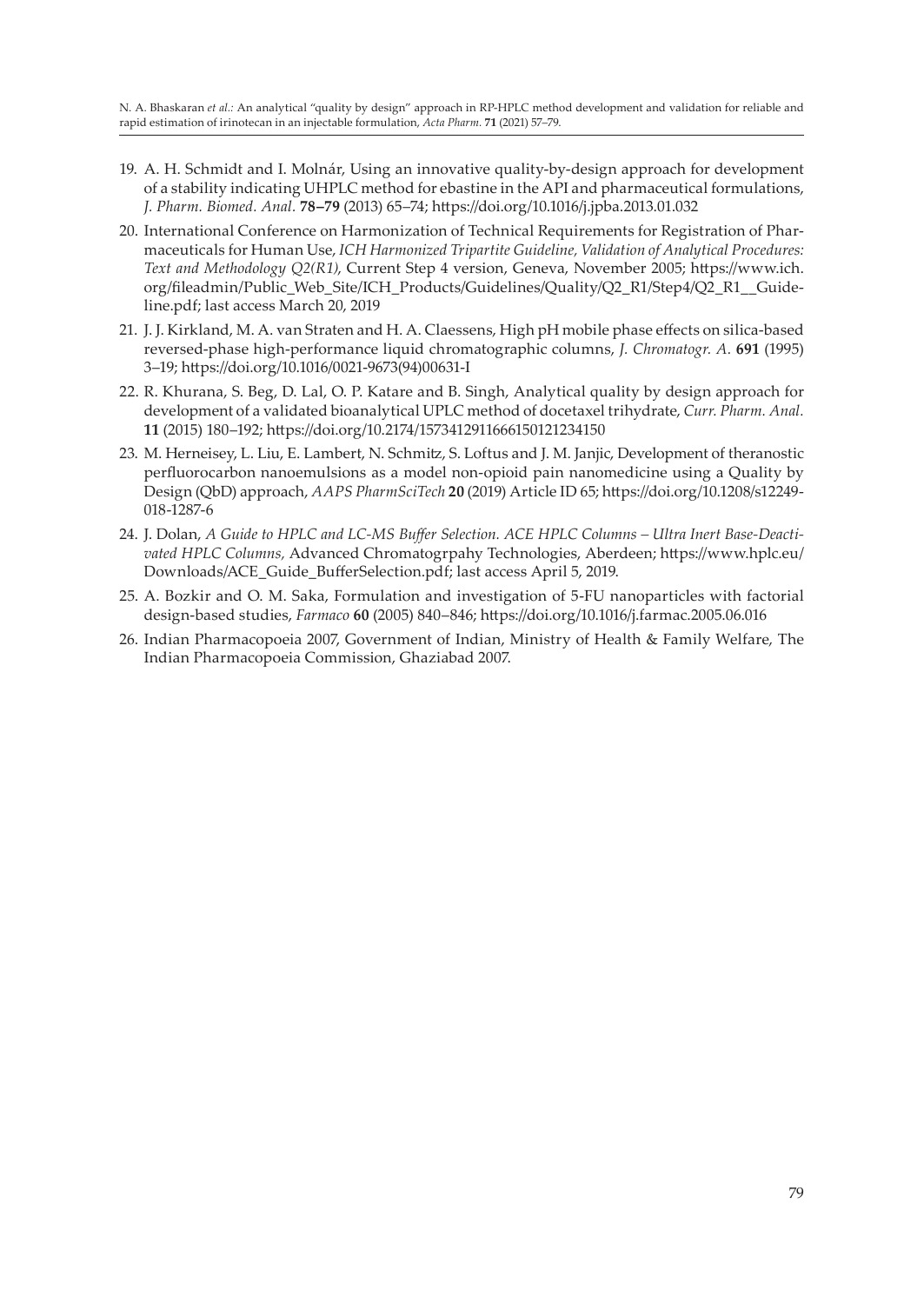19. A. H. Schmidt and I. Molnár, Using an innovative quality-by-design approach for development of a stability indicating UHPLC method for ebastine in the API and pharmaceutical formulations, *J. Pharm. Biomed. Anal.* **78–79** (2013) 65–74; https://doi.org/10.1016/j.jpba.2013.01.032

20. International Conference on Harmonization of Technical Requirements for Registration of Pharmaceuticals for Human Use, *ICH Harmonized Tripartite Guideline, Validation of Analytical Procedures: Text and Methodology Q2(R1)*, Current Step 4 version, Geneva, November 2005; https://www.ich.org/fileadmin/Public_Web_Site/ICH_Products/Guidelines/Quality/Q2_R1/Step4/Q2_R1__Guideline.pdf; last access March 20, 2019

21. J. J. Kirkland, M. A. van Straten and H. A. Claessens, High pH mobile phase effects on silica-based reversed-phase high-performance liquid chromatographic columns, *J. Chromatogr. A.* **691** (1995) 3–19; https://doi.org/10.1016/0021-9673(94)00631-I

22. R. Khurana, S. Beg, D. Lal, O. P. Katare and B. Singh, Analytical quality by design approach for development of a validated bioanalytical UPLC method of docetaxel trihydrate, *Curr. Pharm. Anal.* **11** (2015) 180–192; https://doi.org/10.2174/1573412911666150121234150

23. M. Herneisey, L. Liu, E. Lambert, N. Schmitz, S. Loftus and J. M. Janjic, Development of theranostic perfluorocarbon nanoemulsions as a model non-opioid pain nanomedicine using a Quality by Design (QbD) approach, *AAPS PharmSciTech* **20** (2019) Article ID 65; https://doi.org/10.1208/s12249-018-1287-6

24. J. Dolan, *A Guide to HPLC and LC-MS Buffer Selection. ACE HPLC Columns – Ultra Inert Base-Deactivated HPLC Columns,* Advanced Chromatogrpahy Technologies, Aberdeen; https://www.hplc.eu/Downloads/ACE_Guide_BufferSelection.pdf; last access April 5, 2019.

25. A. Bozkir and O. M. Saka, Formulation and investigation of 5-FU nanoparticles with factorial design-based studies, *Farmaco* **60** (2005) 840–846; https://doi.org/10.1016/j.farmac.2005.06.016

26. Indian Pharmacopoeia 2007, Government of Indian, Ministry of Health & Family Welfare, The Indian Pharmacopoeia Commission, Ghaziabad 2007.